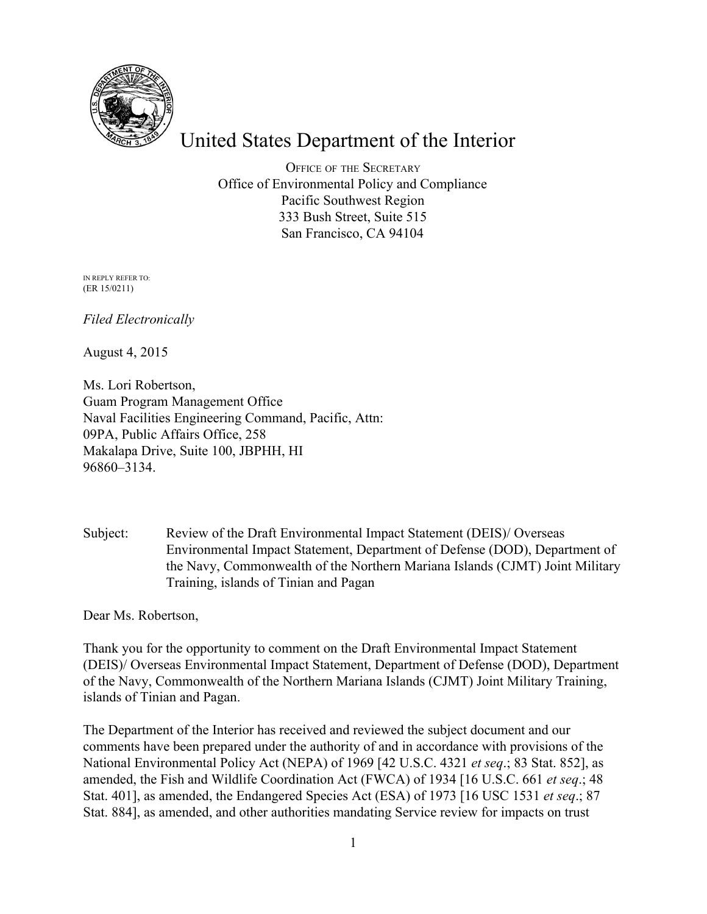# United States Department of the Interior

OFFICE OF THE SECRETARY
Office of Environmental Policy and Compliance
Pacific Southwest Region
333 Bush Street, Suite 515
San Francisco, CA 94104

IN REPLY REFER TO:
(ER 15/0211)

*Filed Electronically*

August 4, 2015

Ms. Lori Robertson,
Guam Program Management Office
Naval Facilities Engineering Command, Pacific, Attn:
09PA, Public Affairs Office, 258
Makalapa Drive, Suite 100, JBPHH, HI
96860–3134.

Subject: Review of the Draft Environmental Impact Statement (DEIS)/ Overseas Environmental Impact Statement, Department of Defense (DOD), Department of the Navy, Commonwealth of the Northern Mariana Islands (CJMT) Joint Military Training, islands of Tinian and Pagan

Dear Ms. Robertson,

Thank you for the opportunity to comment on the Draft Environmental Impact Statement (DEIS)/ Overseas Environmental Impact Statement, Department of Defense (DOD), Department of the Navy, Commonwealth of the Northern Mariana Islands (CJMT) Joint Military Training, islands of Tinian and Pagan.

The Department of the Interior has received and reviewed the subject document and our comments have been prepared under the authority of and in accordance with provisions of the National Environmental Policy Act (NEPA) of 1969 [42 U.S.C. 4321 *et seq*.; 83 Stat. 852], as amended, the Fish and Wildlife Coordination Act (FWCA) of 1934 [16 U.S.C. 661 *et seq*.; 48 Stat. 401], as amended, the Endangered Species Act (ESA) of 1973 [16 USC 1531 *et seq*.; 87 Stat. 884], as amended, and other authorities mandating Service review for impacts on trust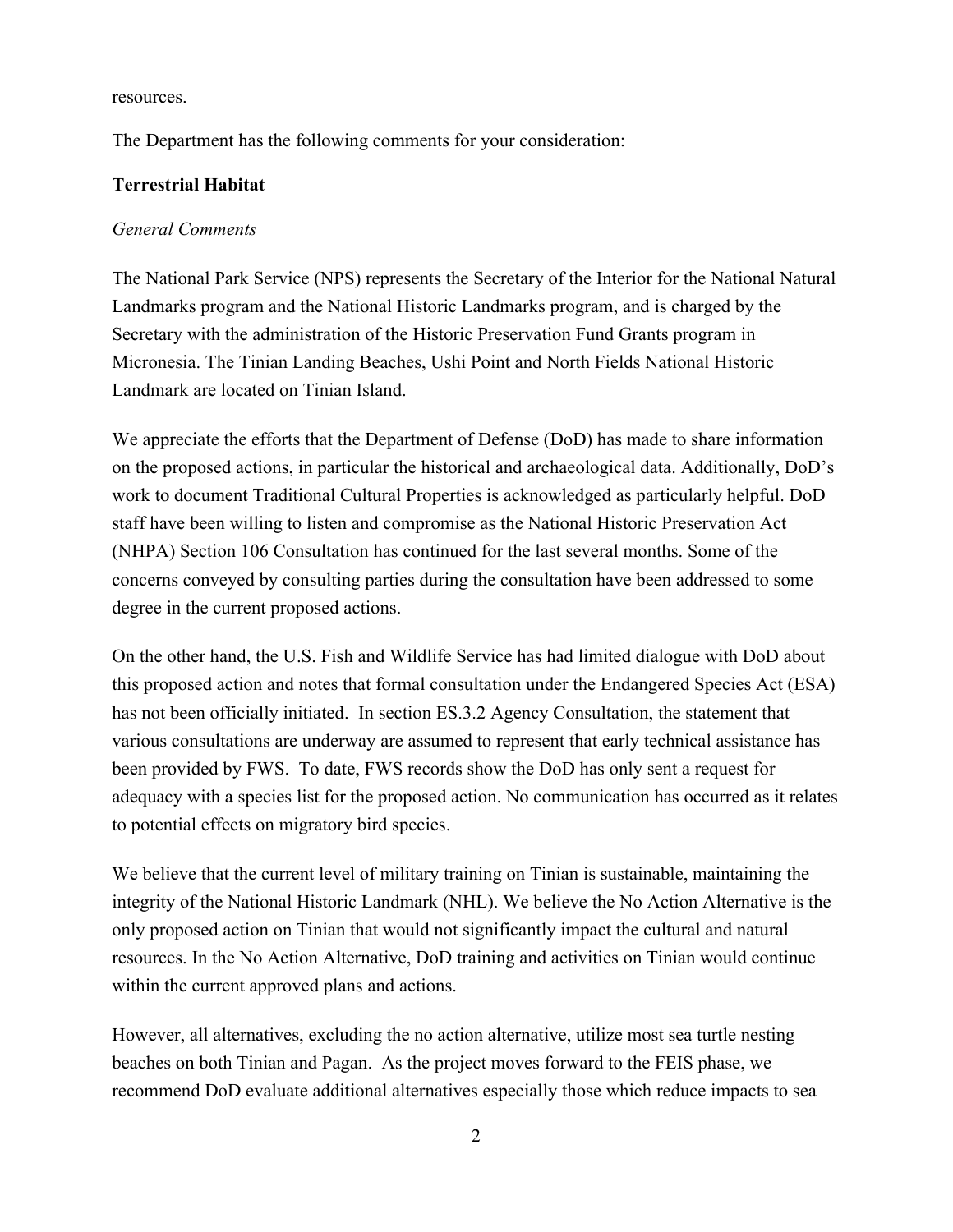resources.

The Department has the following comments for your consideration:

**Terrestrial Habitat**

*General Comments*

The National Park Service (NPS) represents the Secretary of the Interior for the National Natural Landmarks program and the National Historic Landmarks program, and is charged by the Secretary with the administration of the Historic Preservation Fund Grants program in Micronesia. The Tinian Landing Beaches, Ushi Point and North Fields National Historic Landmark are located on Tinian Island.

We appreciate the efforts that the Department of Defense (DoD) has made to share information on the proposed actions, in particular the historical and archaeological data. Additionally, DoD's work to document Traditional Cultural Properties is acknowledged as particularly helpful. DoD staff have been willing to listen and compromise as the National Historic Preservation Act (NHPA) Section 106 Consultation has continued for the last several months. Some of the concerns conveyed by consulting parties during the consultation have been addressed to some degree in the current proposed actions.

On the other hand, the U.S. Fish and Wildlife Service has had limited dialogue with DoD about this proposed action and notes that formal consultation under the Endangered Species Act (ESA) has not been officially initiated. In section ES.3.2 Agency Consultation, the statement that various consultations are underway are assumed to represent that early technical assistance has been provided by FWS. To date, FWS records show the DoD has only sent a request for adequacy with a species list for the proposed action. No communication has occurred as it relates to potential effects on migratory bird species.

We believe that the current level of military training on Tinian is sustainable, maintaining the integrity of the National Historic Landmark (NHL). We believe the No Action Alternative is the only proposed action on Tinian that would not significantly impact the cultural and natural resources. In the No Action Alternative, DoD training and activities on Tinian would continue within the current approved plans and actions.

However, all alternatives, excluding the no action alternative, utilize most sea turtle nesting beaches on both Tinian and Pagan. As the project moves forward to the FEIS phase, we recommend DoD evaluate additional alternatives especially those which reduce impacts to sea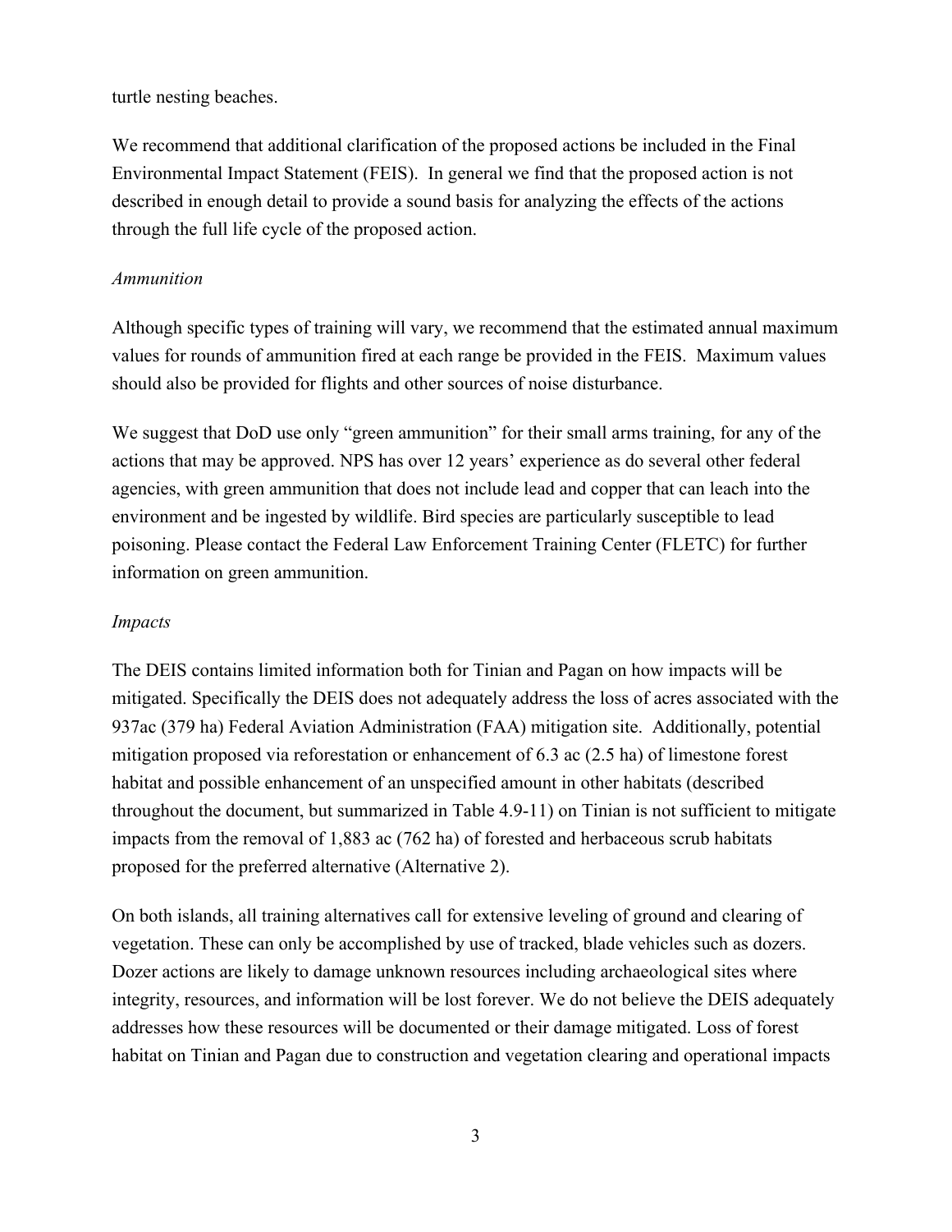turtle nesting beaches.

We recommend that additional clarification of the proposed actions be included in the Final Environmental Impact Statement (FEIS). In general we find that the proposed action is not described in enough detail to provide a sound basis for analyzing the effects of the actions through the full life cycle of the proposed action.

*Ammunition*

Although specific types of training will vary, we recommend that the estimated annual maximum values for rounds of ammunition fired at each range be provided in the FEIS. Maximum values should also be provided for flights and other sources of noise disturbance.

We suggest that DoD use only "green ammunition" for their small arms training, for any of the actions that may be approved. NPS has over 12 years' experience as do several other federal agencies, with green ammunition that does not include lead and copper that can leach into the environment and be ingested by wildlife. Bird species are particularly susceptible to lead poisoning. Please contact the Federal Law Enforcement Training Center (FLETC) for further information on green ammunition.

*Impacts*

The DEIS contains limited information both for Tinian and Pagan on how impacts will be mitigated. Specifically the DEIS does not adequately address the loss of acres associated with the 937ac (379 ha) Federal Aviation Administration (FAA) mitigation site. Additionally, potential mitigation proposed via reforestation or enhancement of 6.3 ac (2.5 ha) of limestone forest habitat and possible enhancement of an unspecified amount in other habitats (described throughout the document, but summarized in Table 4.9-11) on Tinian is not sufficient to mitigate impacts from the removal of 1,883 ac (762 ha) of forested and herbaceous scrub habitats proposed for the preferred alternative (Alternative 2).

On both islands, all training alternatives call for extensive leveling of ground and clearing of vegetation. These can only be accomplished by use of tracked, blade vehicles such as dozers. Dozer actions are likely to damage unknown resources including archaeological sites where integrity, resources, and information will be lost forever. We do not believe the DEIS adequately addresses how these resources will be documented or their damage mitigated. Loss of forest habitat on Tinian and Pagan due to construction and vegetation clearing and operational impacts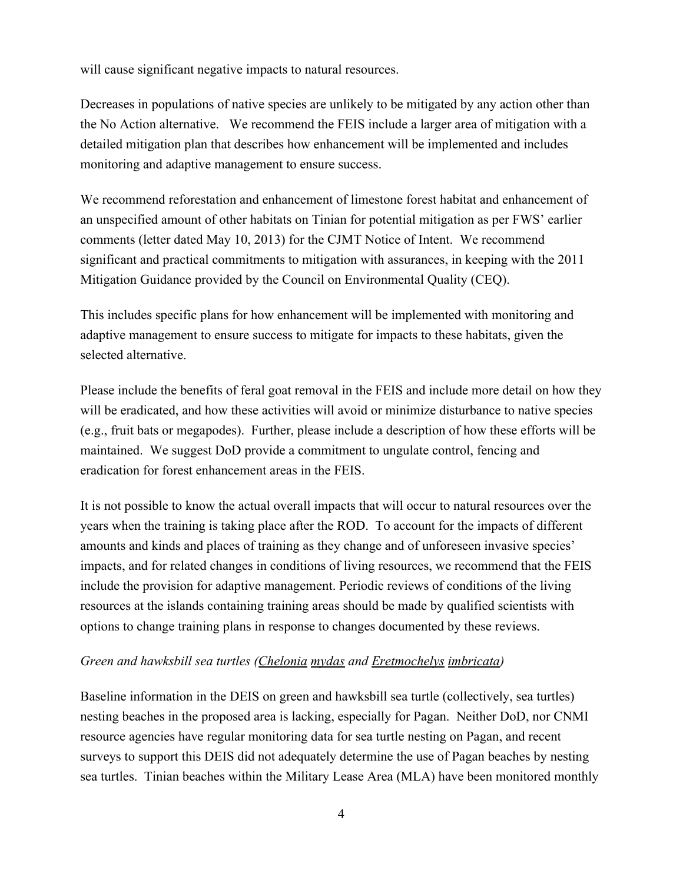will cause significant negative impacts to natural resources.

Decreases in populations of native species are unlikely to be mitigated by any action other than the No Action alternative. We recommend the FEIS include a larger area of mitigation with a detailed mitigation plan that describes how enhancement will be implemented and includes monitoring and adaptive management to ensure success.

We recommend reforestation and enhancement of limestone forest habitat and enhancement of an unspecified amount of other habitats on Tinian for potential mitigation as per FWS' earlier comments (letter dated May 10, 2013) for the CJMT Notice of Intent. We recommend significant and practical commitments to mitigation with assurances, in keeping with the 2011 Mitigation Guidance provided by the Council on Environmental Quality (CEQ).

This includes specific plans for how enhancement will be implemented with monitoring and adaptive management to ensure success to mitigate for impacts to these habitats, given the selected alternative.

Please include the benefits of feral goat removal in the FEIS and include more detail on how they will be eradicated, and how these activities will avoid or minimize disturbance to native species (e.g., fruit bats or megapodes). Further, please include a description of how these efforts will be maintained. We suggest DoD provide a commitment to ungulate control, fencing and eradication for forest enhancement areas in the FEIS.

It is not possible to know the actual overall impacts that will occur to natural resources over the years when the training is taking place after the ROD. To account for the impacts of different amounts and kinds and places of training as they change and of unforeseen invasive species' impacts, and for related changes in conditions of living resources, we recommend that the FEIS include the provision for adaptive management. Periodic reviews of conditions of the living resources at the islands containing training areas should be made by qualified scientists with options to change training plans in response to changes documented by these reviews.

*Green and hawksbill sea turtles (Chelonia mydas and Eretmochelys imbricata)*

Baseline information in the DEIS on green and hawksbill sea turtle (collectively, sea turtles) nesting beaches in the proposed area is lacking, especially for Pagan. Neither DoD, nor CNMI resource agencies have regular monitoring data for sea turtle nesting on Pagan, and recent surveys to support this DEIS did not adequately determine the use of Pagan beaches by nesting sea turtles. Tinian beaches within the Military Lease Area (MLA) have been monitored monthly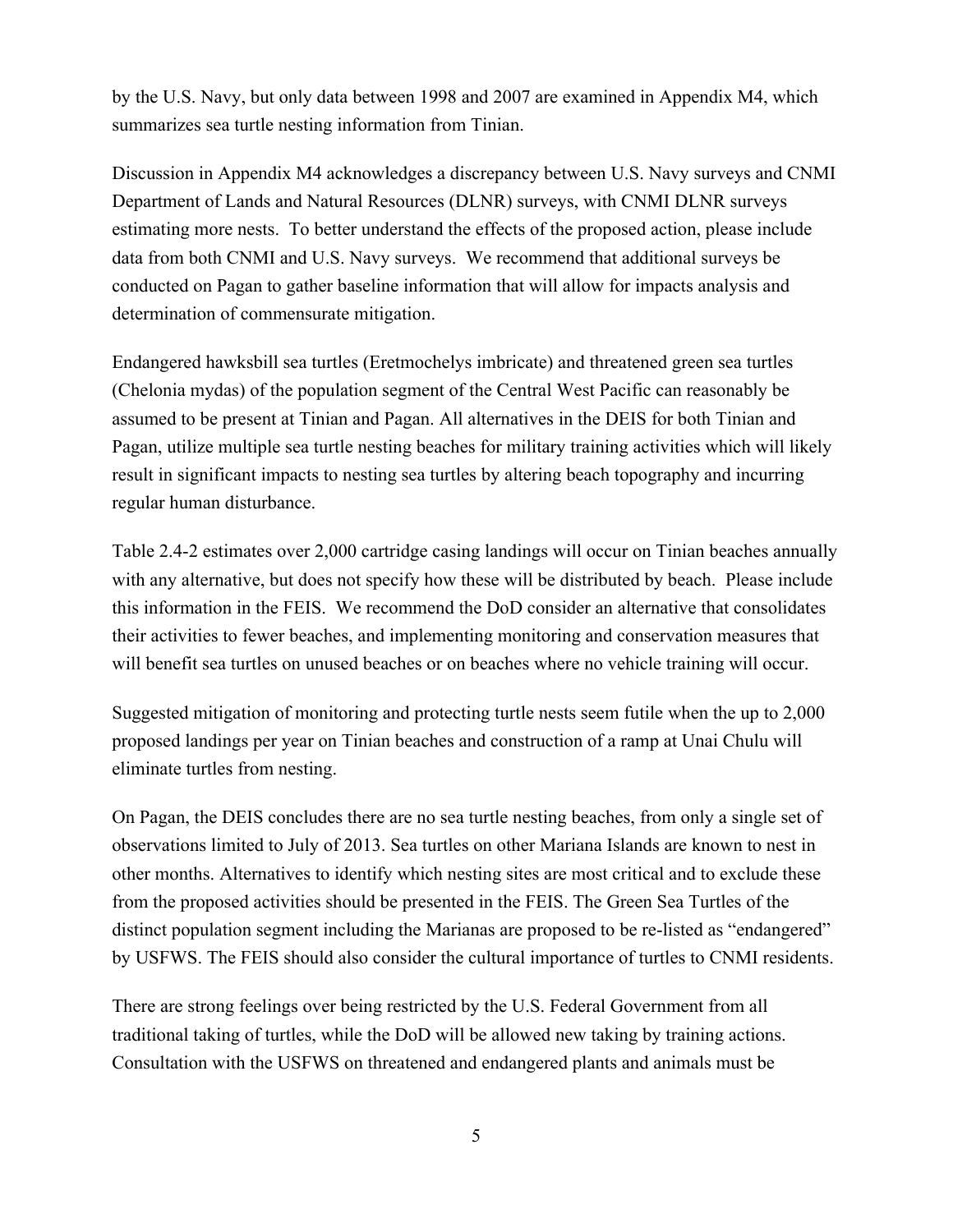by the U.S. Navy, but only data between 1998 and 2007 are examined in Appendix M4, which summarizes sea turtle nesting information from Tinian.

Discussion in Appendix M4 acknowledges a discrepancy between U.S. Navy surveys and CNMI Department of Lands and Natural Resources (DLNR) surveys, with CNMI DLNR surveys estimating more nests. To better understand the effects of the proposed action, please include data from both CNMI and U.S. Navy surveys. We recommend that additional surveys be conducted on Pagan to gather baseline information that will allow for impacts analysis and determination of commensurate mitigation.

Endangered hawksbill sea turtles (Eretmochelys imbricate) and threatened green sea turtles (Chelonia mydas) of the population segment of the Central West Pacific can reasonably be assumed to be present at Tinian and Pagan. All alternatives in the DEIS for both Tinian and Pagan, utilize multiple sea turtle nesting beaches for military training activities which will likely result in significant impacts to nesting sea turtles by altering beach topography and incurring regular human disturbance.

Table 2.4-2 estimates over 2,000 cartridge casing landings will occur on Tinian beaches annually with any alternative, but does not specify how these will be distributed by beach. Please include this information in the FEIS. We recommend the DoD consider an alternative that consolidates their activities to fewer beaches, and implementing monitoring and conservation measures that will benefit sea turtles on unused beaches or on beaches where no vehicle training will occur.

Suggested mitigation of monitoring and protecting turtle nests seem futile when the up to 2,000 proposed landings per year on Tinian beaches and construction of a ramp at Unai Chulu will eliminate turtles from nesting.

On Pagan, the DEIS concludes there are no sea turtle nesting beaches, from only a single set of observations limited to July of 2013. Sea turtles on other Mariana Islands are known to nest in other months. Alternatives to identify which nesting sites are most critical and to exclude these from the proposed activities should be presented in the FEIS. The Green Sea Turtles of the distinct population segment including the Marianas are proposed to be re-listed as "endangered" by USFWS. The FEIS should also consider the cultural importance of turtles to CNMI residents.

There are strong feelings over being restricted by the U.S. Federal Government from all traditional taking of turtles, while the DoD will be allowed new taking by training actions. Consultation with the USFWS on threatened and endangered plants and animals must be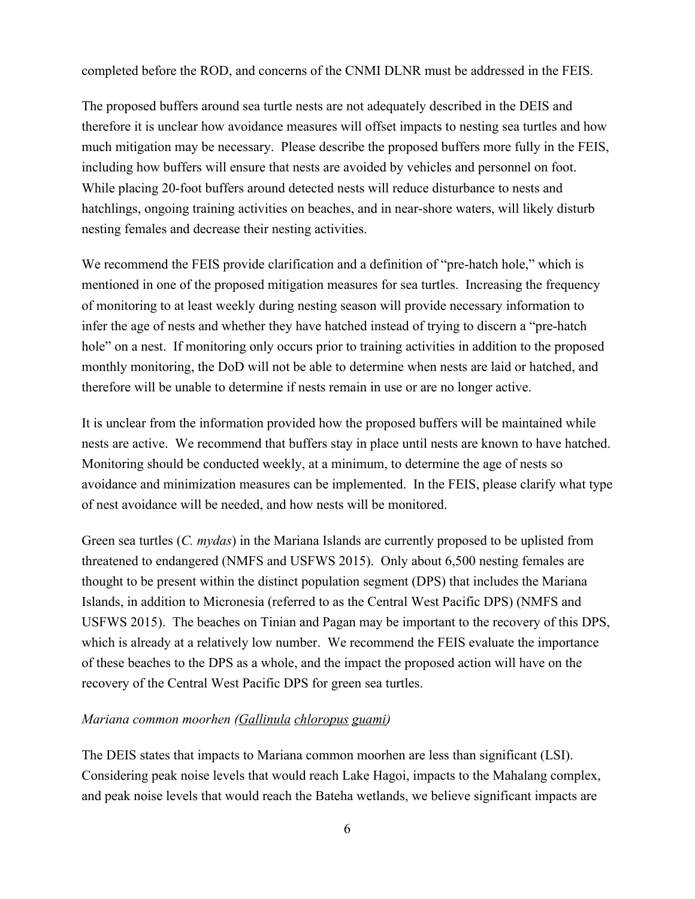completed before the ROD, and concerns of the CNMI DLNR must be addressed in the FEIS.

The proposed buffers around sea turtle nests are not adequately described in the DEIS and therefore it is unclear how avoidance measures will offset impacts to nesting sea turtles and how much mitigation may be necessary. Please describe the proposed buffers more fully in the FEIS, including how buffers will ensure that nests are avoided by vehicles and personnel on foot. While placing 20-foot buffers around detected nests will reduce disturbance to nests and hatchlings, ongoing training activities on beaches, and in near-shore waters, will likely disturb nesting females and decrease their nesting activities.

We recommend the FEIS provide clarification and a definition of "pre-hatch hole," which is mentioned in one of the proposed mitigation measures for sea turtles. Increasing the frequency of monitoring to at least weekly during nesting season will provide necessary information to infer the age of nests and whether they have hatched instead of trying to discern a "pre-hatch hole" on a nest. If monitoring only occurs prior to training activities in addition to the proposed monthly monitoring, the DoD will not be able to determine when nests are laid or hatched, and therefore will be unable to determine if nests remain in use or are no longer active.

It is unclear from the information provided how the proposed buffers will be maintained while nests are active. We recommend that buffers stay in place until nests are known to have hatched. Monitoring should be conducted weekly, at a minimum, to determine the age of nests so avoidance and minimization measures can be implemented. In the FEIS, please clarify what type of nest avoidance will be needed, and how nests will be monitored.

Green sea turtles (*C. mydas*) in the Mariana Islands are currently proposed to be uplisted from threatened to endangered (NMFS and USFWS 2015). Only about 6,500 nesting females are thought to be present within the distinct population segment (DPS) that includes the Mariana Islands, in addition to Micronesia (referred to as the Central West Pacific DPS) (NMFS and USFWS 2015). The beaches on Tinian and Pagan may be important to the recovery of this DPS, which is already at a relatively low number. We recommend the FEIS evaluate the importance of these beaches to the DPS as a whole, and the impact the proposed action will have on the recovery of the Central West Pacific DPS for green sea turtles.

*Mariana common moorhen (Gallinula chloropus guami)*

The DEIS states that impacts to Mariana common moorhen are less than significant (LSI). Considering peak noise levels that would reach Lake Hagoi, impacts to the Mahalang complex, and peak noise levels that would reach the Bateha wetlands, we believe significant impacts are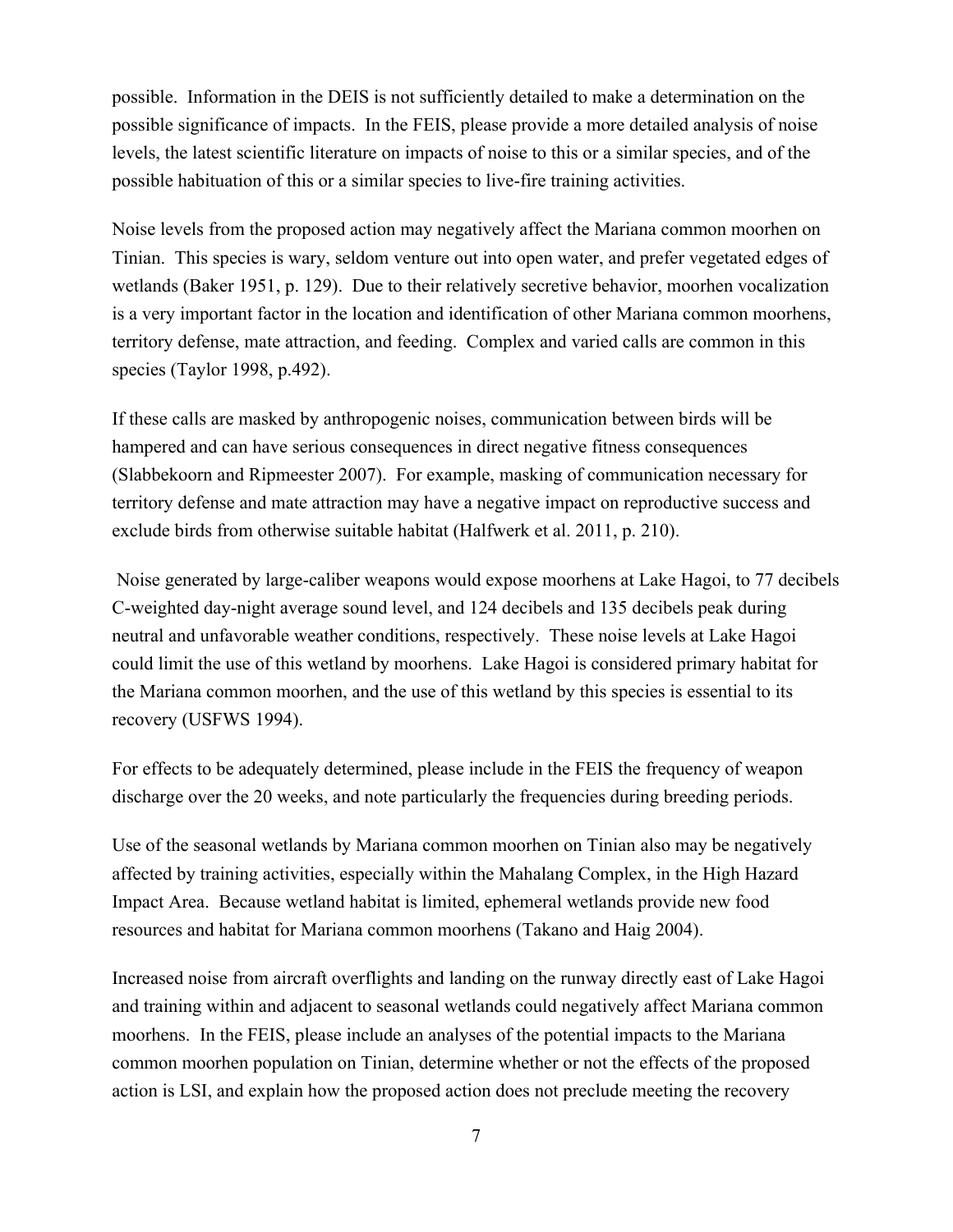possible. Information in the DEIS is not sufficiently detailed to make a determination on the possible significance of impacts. In the FEIS, please provide a more detailed analysis of noise levels, the latest scientific literature on impacts of noise to this or a similar species, and of the possible habituation of this or a similar species to live-fire training activities.

Noise levels from the proposed action may negatively affect the Mariana common moorhen on Tinian. This species is wary, seldom venture out into open water, and prefer vegetated edges of wetlands (Baker 1951, p. 129). Due to their relatively secretive behavior, moorhen vocalization is a very important factor in the location and identification of other Mariana common moorhens, territory defense, mate attraction, and feeding. Complex and varied calls are common in this species (Taylor 1998, p.492).

If these calls are masked by anthropogenic noises, communication between birds will be hampered and can have serious consequences in direct negative fitness consequences (Slabbekoorn and Ripmeester 2007). For example, masking of communication necessary for territory defense and mate attraction may have a negative impact on reproductive success and exclude birds from otherwise suitable habitat (Halfwerk et al. 2011, p. 210).

Noise generated by large-caliber weapons would expose moorhens at Lake Hagoi, to 77 decibels C-weighted day-night average sound level, and 124 decibels and 135 decibels peak during neutral and unfavorable weather conditions, respectively. These noise levels at Lake Hagoi could limit the use of this wetland by moorhens. Lake Hagoi is considered primary habitat for the Mariana common moorhen, and the use of this wetland by this species is essential to its recovery (USFWS 1994).

For effects to be adequately determined, please include in the FEIS the frequency of weapon discharge over the 20 weeks, and note particularly the frequencies during breeding periods.

Use of the seasonal wetlands by Mariana common moorhen on Tinian also may be negatively affected by training activities, especially within the Mahalang Complex, in the High Hazard Impact Area. Because wetland habitat is limited, ephemeral wetlands provide new food resources and habitat for Mariana common moorhens (Takano and Haig 2004).

Increased noise from aircraft overflights and landing on the runway directly east of Lake Hagoi and training within and adjacent to seasonal wetlands could negatively affect Mariana common moorhens. In the FEIS, please include an analyses of the potential impacts to the Mariana common moorhen population on Tinian, determine whether or not the effects of the proposed action is LSI, and explain how the proposed action does not preclude meeting the recovery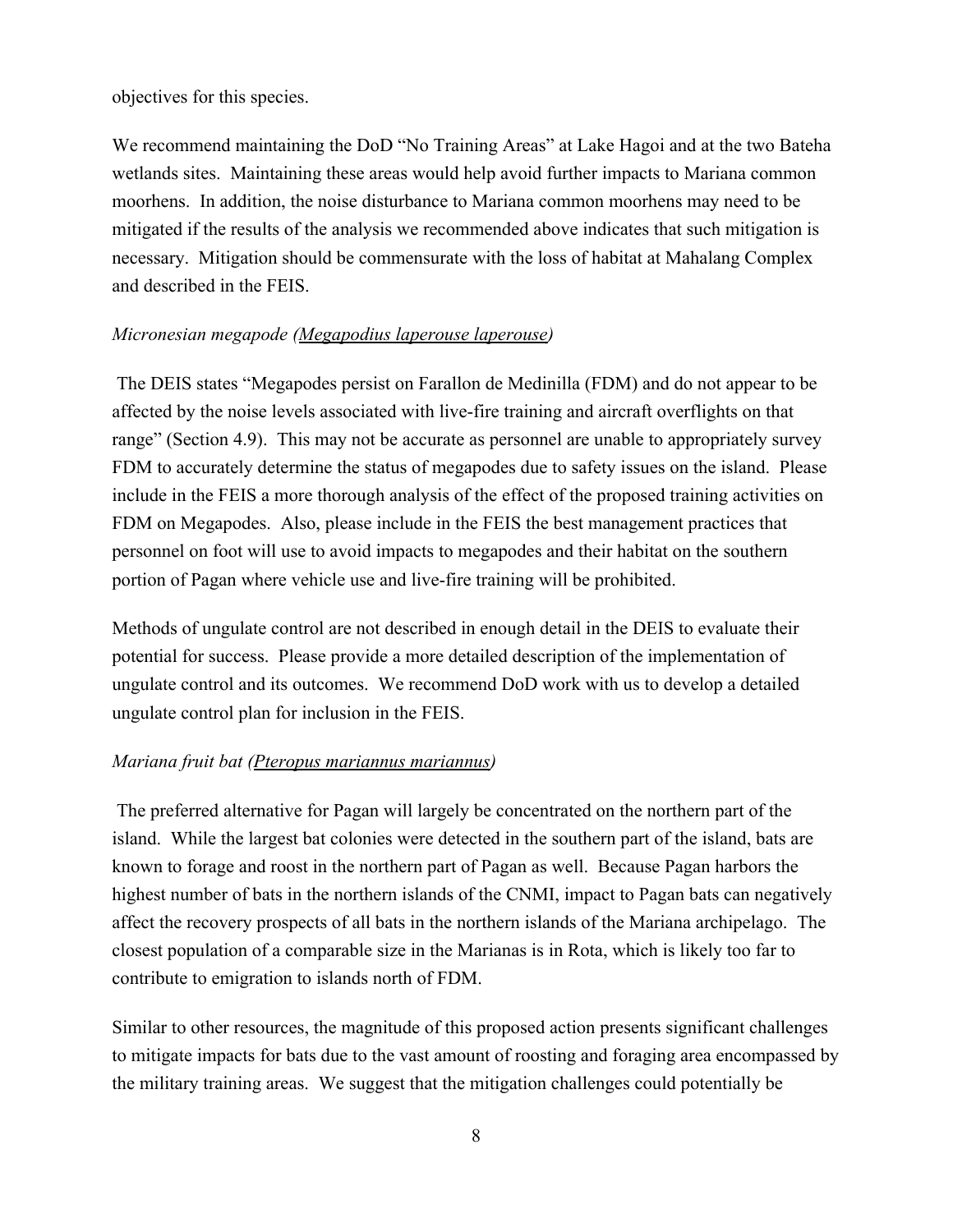objectives for this species.

We recommend maintaining the DoD "No Training Areas" at Lake Hagoi and at the two Bateha wetlands sites. Maintaining these areas would help avoid further impacts to Mariana common moorhens. In addition, the noise disturbance to Mariana common moorhens may need to be mitigated if the results of the analysis we recommended above indicates that such mitigation is necessary. Mitigation should be commensurate with the loss of habitat at Mahalang Complex and described in the FEIS.

*Micronesian megapode (Megapodius laperouse laperouse)*

The DEIS states "Megapodes persist on Farallon de Medinilla (FDM) and do not appear to be affected by the noise levels associated with live-fire training and aircraft overflights on that range" (Section 4.9). This may not be accurate as personnel are unable to appropriately survey FDM to accurately determine the status of megapodes due to safety issues on the island. Please include in the FEIS a more thorough analysis of the effect of the proposed training activities on FDM on Megapodes. Also, please include in the FEIS the best management practices that personnel on foot will use to avoid impacts to megapodes and their habitat on the southern portion of Pagan where vehicle use and live-fire training will be prohibited.

Methods of ungulate control are not described in enough detail in the DEIS to evaluate their potential for success. Please provide a more detailed description of the implementation of ungulate control and its outcomes. We recommend DoD work with us to develop a detailed ungulate control plan for inclusion in the FEIS.

*Mariana fruit bat (Pteropus mariannus mariannus)*

The preferred alternative for Pagan will largely be concentrated on the northern part of the island. While the largest bat colonies were detected in the southern part of the island, bats are known to forage and roost in the northern part of Pagan as well. Because Pagan harbors the highest number of bats in the northern islands of the CNMI, impact to Pagan bats can negatively affect the recovery prospects of all bats in the northern islands of the Mariana archipelago. The closest population of a comparable size in the Marianas is in Rota, which is likely too far to contribute to emigration to islands north of FDM.

Similar to other resources, the magnitude of this proposed action presents significant challenges to mitigate impacts for bats due to the vast amount of roosting and foraging area encompassed by the military training areas. We suggest that the mitigation challenges could potentially be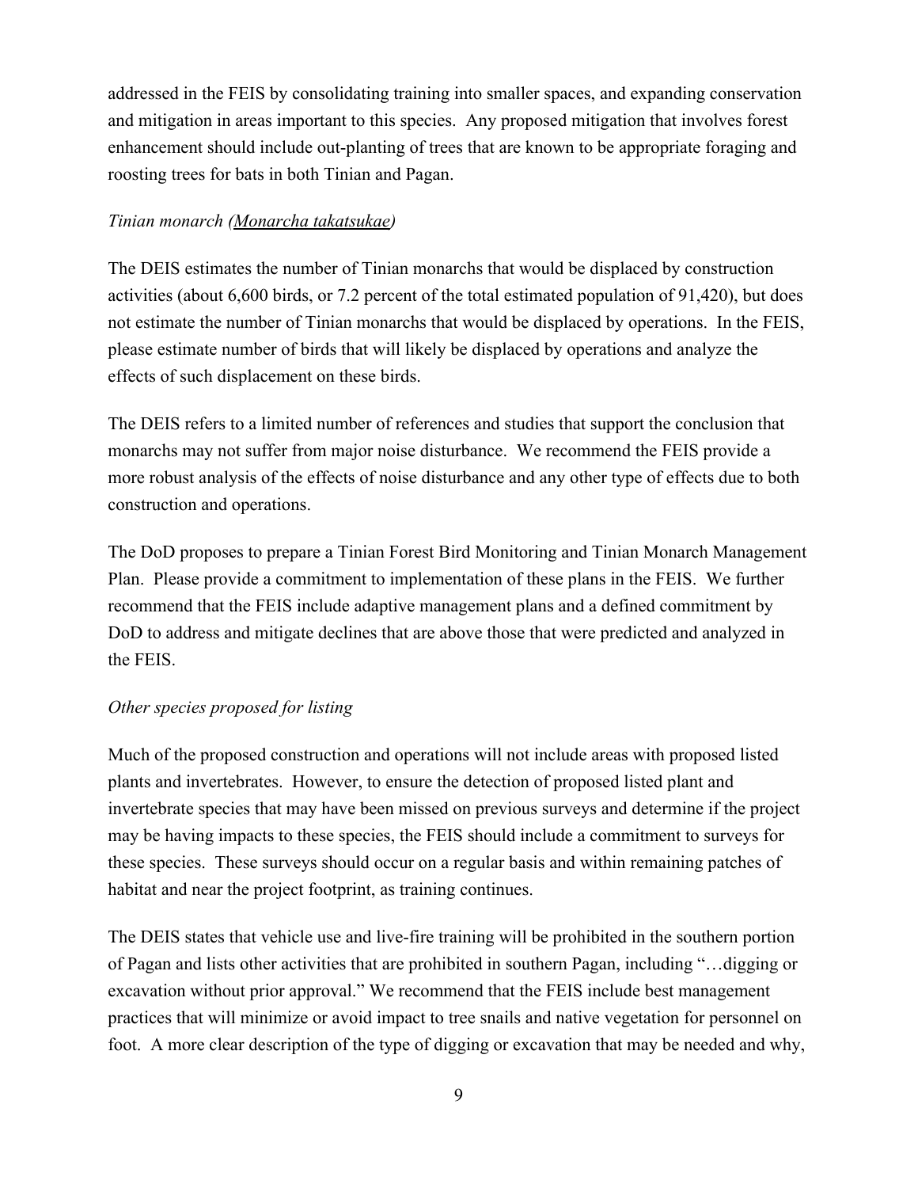addressed in the FEIS by consolidating training into smaller spaces, and expanding conservation and mitigation in areas important to this species. Any proposed mitigation that involves forest enhancement should include out-planting of trees that are known to be appropriate foraging and roosting trees for bats in both Tinian and Pagan.

*Tinian monarch (Monarcha takatsukae)*

The DEIS estimates the number of Tinian monarchs that would be displaced by construction activities (about 6,600 birds, or 7.2 percent of the total estimated population of 91,420), but does not estimate the number of Tinian monarchs that would be displaced by operations. In the FEIS, please estimate number of birds that will likely be displaced by operations and analyze the effects of such displacement on these birds.

The DEIS refers to a limited number of references and studies that support the conclusion that monarchs may not suffer from major noise disturbance. We recommend the FEIS provide a more robust analysis of the effects of noise disturbance and any other type of effects due to both construction and operations.

The DoD proposes to prepare a Tinian Forest Bird Monitoring and Tinian Monarch Management Plan. Please provide a commitment to implementation of these plans in the FEIS. We further recommend that the FEIS include adaptive management plans and a defined commitment by DoD to address and mitigate declines that are above those that were predicted and analyzed in the FEIS.

*Other species proposed for listing*

Much of the proposed construction and operations will not include areas with proposed listed plants and invertebrates. However, to ensure the detection of proposed listed plant and invertebrate species that may have been missed on previous surveys and determine if the project may be having impacts to these species, the FEIS should include a commitment to surveys for these species. These surveys should occur on a regular basis and within remaining patches of habitat and near the project footprint, as training continues.

The DEIS states that vehicle use and live-fire training will be prohibited in the southern portion of Pagan and lists other activities that are prohibited in southern Pagan, including "…digging or excavation without prior approval." We recommend that the FEIS include best management practices that will minimize or avoid impact to tree snails and native vegetation for personnel on foot. A more clear description of the type of digging or excavation that may be needed and why,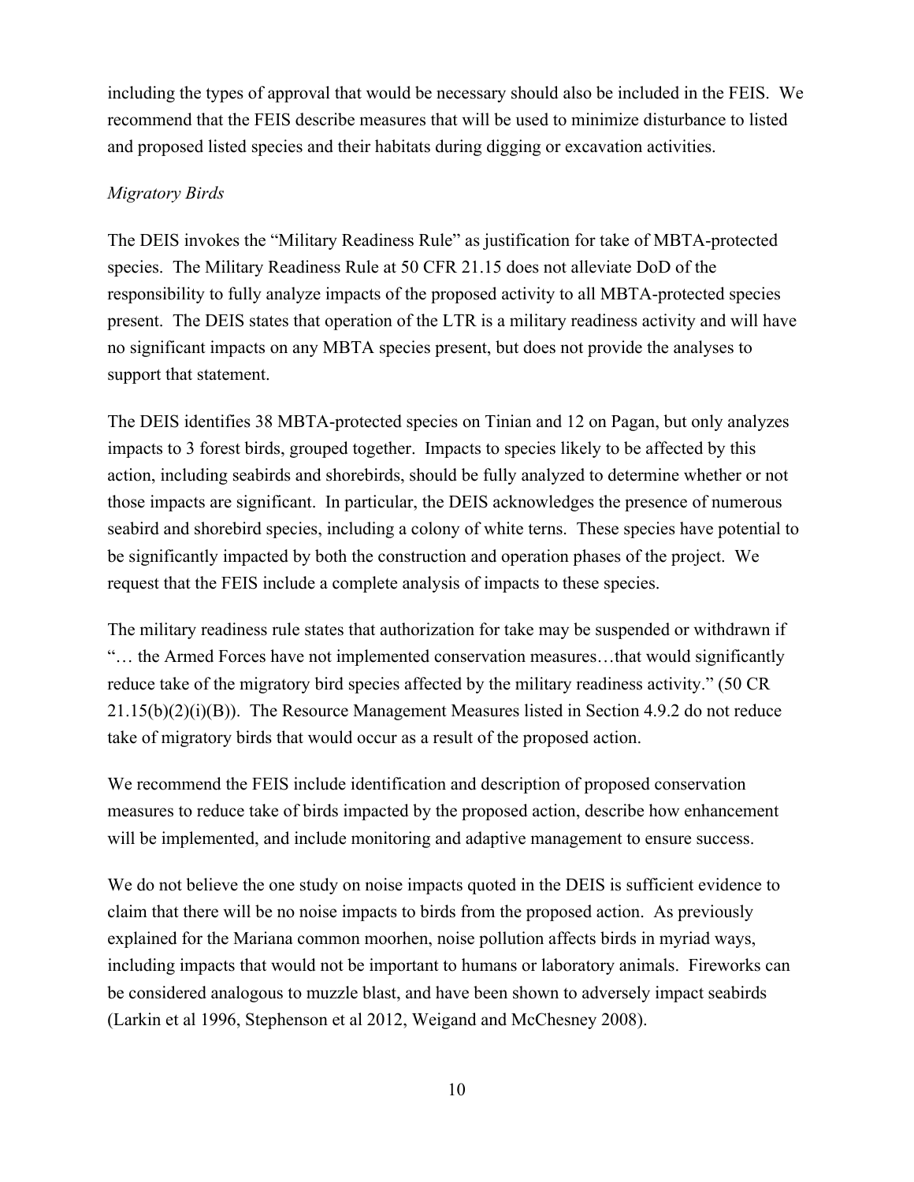including the types of approval that would be necessary should also be included in the FEIS. We recommend that the FEIS describe measures that will be used to minimize disturbance to listed and proposed listed species and their habitats during digging or excavation activities.

*Migratory Birds*

The DEIS invokes the "Military Readiness Rule" as justification for take of MBTA-protected species. The Military Readiness Rule at 50 CFR 21.15 does not alleviate DoD of the responsibility to fully analyze impacts of the proposed activity to all MBTA-protected species present. The DEIS states that operation of the LTR is a military readiness activity and will have no significant impacts on any MBTA species present, but does not provide the analyses to support that statement.

The DEIS identifies 38 MBTA-protected species on Tinian and 12 on Pagan, but only analyzes impacts to 3 forest birds, grouped together. Impacts to species likely to be affected by this action, including seabirds and shorebirds, should be fully analyzed to determine whether or not those impacts are significant. In particular, the DEIS acknowledges the presence of numerous seabird and shorebird species, including a colony of white terns. These species have potential to be significantly impacted by both the construction and operation phases of the project. We request that the FEIS include a complete analysis of impacts to these species.

The military readiness rule states that authorization for take may be suspended or withdrawn if "… the Armed Forces have not implemented conservation measures…that would significantly reduce take of the migratory bird species affected by the military readiness activity." (50 CR 21.15(b)(2)(i)(B)). The Resource Management Measures listed in Section 4.9.2 do not reduce take of migratory birds that would occur as a result of the proposed action.

We recommend the FEIS include identification and description of proposed conservation measures to reduce take of birds impacted by the proposed action, describe how enhancement will be implemented, and include monitoring and adaptive management to ensure success.

We do not believe the one study on noise impacts quoted in the DEIS is sufficient evidence to claim that there will be no noise impacts to birds from the proposed action. As previously explained for the Mariana common moorhen, noise pollution affects birds in myriad ways, including impacts that would not be important to humans or laboratory animals. Fireworks can be considered analogous to muzzle blast, and have been shown to adversely impact seabirds (Larkin et al 1996, Stephenson et al 2012, Weigand and McChesney 2008).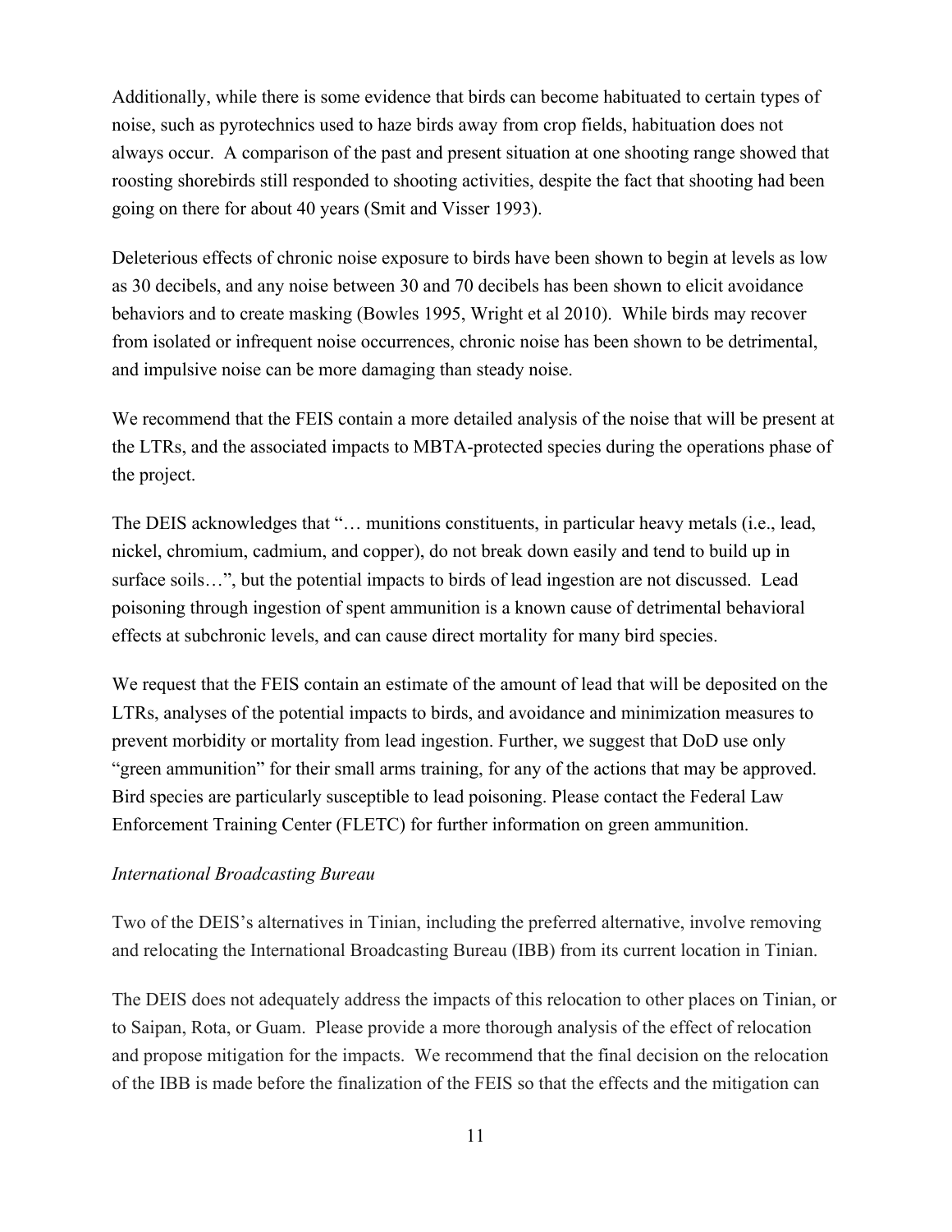Additionally, while there is some evidence that birds can become habituated to certain types of noise, such as pyrotechnics used to haze birds away from crop fields, habituation does not always occur. A comparison of the past and present situation at one shooting range showed that roosting shorebirds still responded to shooting activities, despite the fact that shooting had been going on there for about 40 years (Smit and Visser 1993).

Deleterious effects of chronic noise exposure to birds have been shown to begin at levels as low as 30 decibels, and any noise between 30 and 70 decibels has been shown to elicit avoidance behaviors and to create masking (Bowles 1995, Wright et al 2010). While birds may recover from isolated or infrequent noise occurrences, chronic noise has been shown to be detrimental, and impulsive noise can be more damaging than steady noise.

We recommend that the FEIS contain a more detailed analysis of the noise that will be present at the LTRs, and the associated impacts to MBTA-protected species during the operations phase of the project.

The DEIS acknowledges that "… munitions constituents, in particular heavy metals (i.e., lead, nickel, chromium, cadmium, and copper), do not break down easily and tend to build up in surface soils…", but the potential impacts to birds of lead ingestion are not discussed. Lead poisoning through ingestion of spent ammunition is a known cause of detrimental behavioral effects at subchronic levels, and can cause direct mortality for many bird species.

We request that the FEIS contain an estimate of the amount of lead that will be deposited on the LTRs, analyses of the potential impacts to birds, and avoidance and minimization measures to prevent morbidity or mortality from lead ingestion. Further, we suggest that DoD use only "green ammunition" for their small arms training, for any of the actions that may be approved. Bird species are particularly susceptible to lead poisoning. Please contact the Federal Law Enforcement Training Center (FLETC) for further information on green ammunition.

*International Broadcasting Bureau*

Two of the DEIS's alternatives in Tinian, including the preferred alternative, involve removing and relocating the International Broadcasting Bureau (IBB) from its current location in Tinian.

The DEIS does not adequately address the impacts of this relocation to other places on Tinian, or to Saipan, Rota, or Guam. Please provide a more thorough analysis of the effect of relocation and propose mitigation for the impacts. We recommend that the final decision on the relocation of the IBB is made before the finalization of the FEIS so that the effects and the mitigation can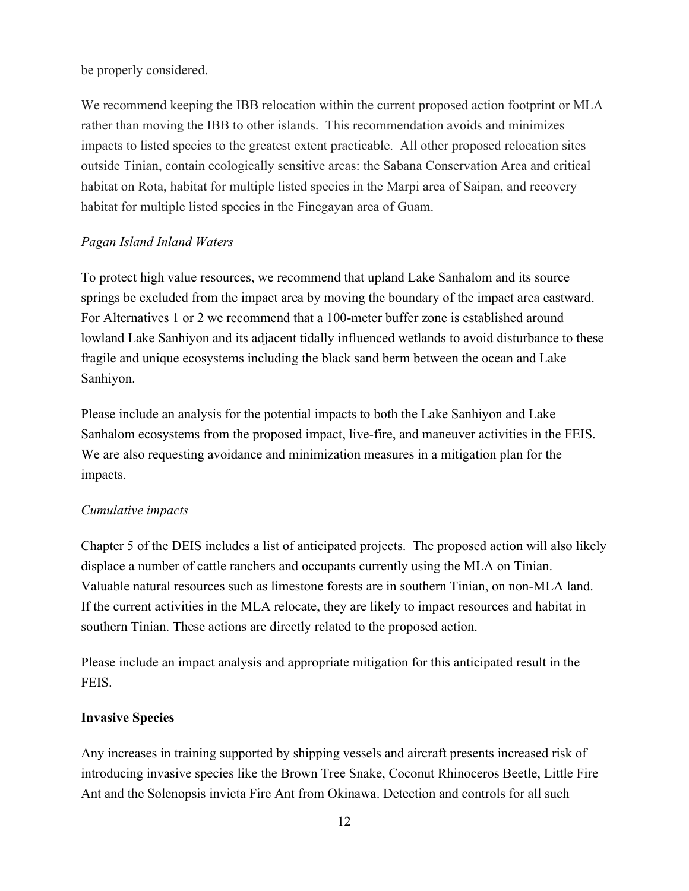be properly considered.

We recommend keeping the IBB relocation within the current proposed action footprint or MLA rather than moving the IBB to other islands. This recommendation avoids and minimizes impacts to listed species to the greatest extent practicable. All other proposed relocation sites outside Tinian, contain ecologically sensitive areas: the Sabana Conservation Area and critical habitat on Rota, habitat for multiple listed species in the Marpi area of Saipan, and recovery habitat for multiple listed species in the Finegayan area of Guam.

*Pagan Island Inland Waters*

To protect high value resources, we recommend that upland Lake Sanhalom and its source springs be excluded from the impact area by moving the boundary of the impact area eastward. For Alternatives 1 or 2 we recommend that a 100-meter buffer zone is established around lowland Lake Sanhiyon and its adjacent tidally influenced wetlands to avoid disturbance to these fragile and unique ecosystems including the black sand berm between the ocean and Lake Sanhiyon.

Please include an analysis for the potential impacts to both the Lake Sanhiyon and Lake Sanhalom ecosystems from the proposed impact, live-fire, and maneuver activities in the FEIS. We are also requesting avoidance and minimization measures in a mitigation plan for the impacts.

*Cumulative impacts*

Chapter 5 of the DEIS includes a list of anticipated projects. The proposed action will also likely displace a number of cattle ranchers and occupants currently using the MLA on Tinian. Valuable natural resources such as limestone forests are in southern Tinian, on non-MLA land. If the current activities in the MLA relocate, they are likely to impact resources and habitat in southern Tinian. These actions are directly related to the proposed action.

Please include an impact analysis and appropriate mitigation for this anticipated result in the FEIS.

**Invasive Species**

Any increases in training supported by shipping vessels and aircraft presents increased risk of introducing invasive species like the Brown Tree Snake, Coconut Rhinoceros Beetle, Little Fire Ant and the Solenopsis invicta Fire Ant from Okinawa. Detection and controls for all such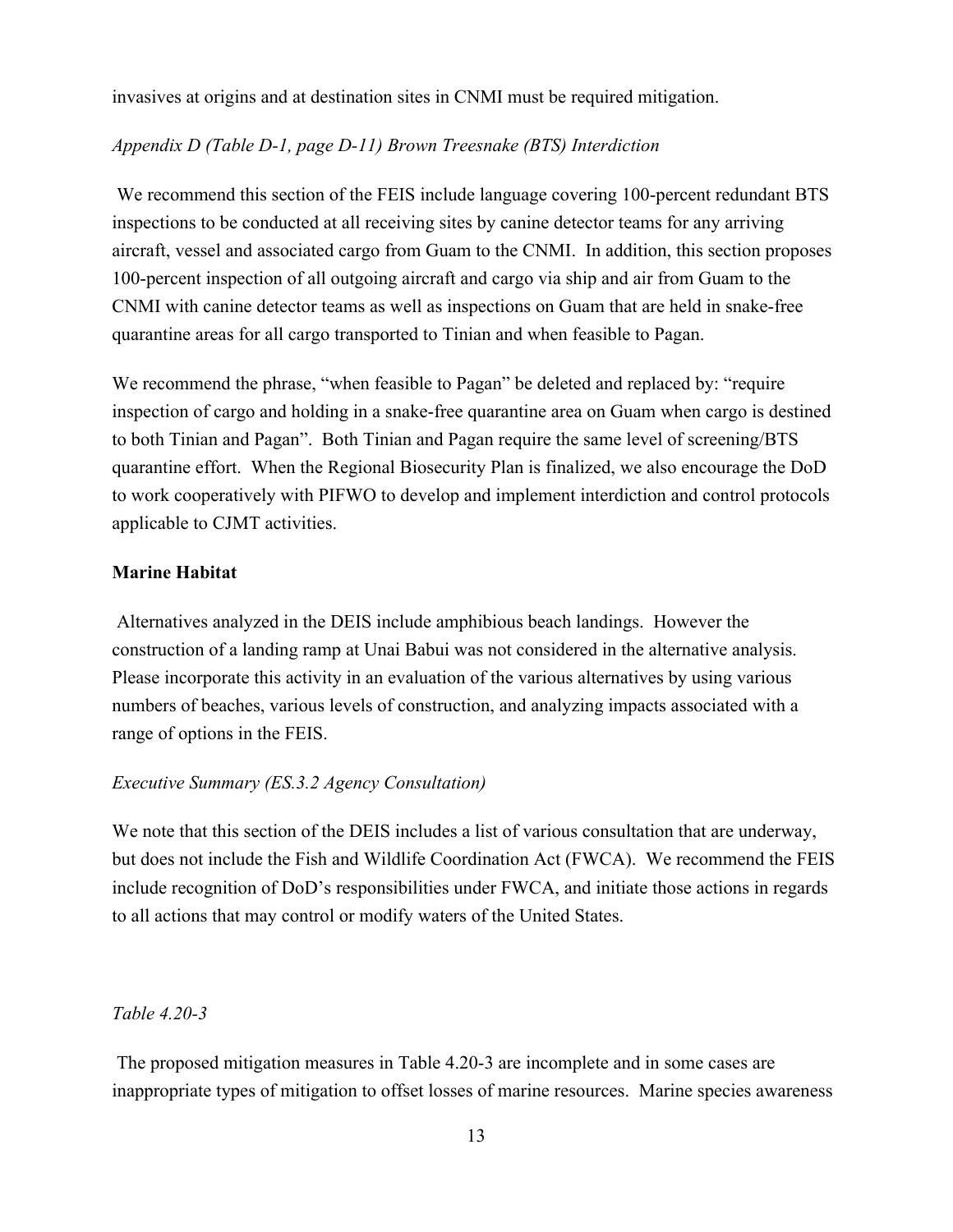invasives at origins and at destination sites in CNMI must be required mitigation.

*Appendix D (Table D-1, page D-11) Brown Treesnake (BTS) Interdiction*

We recommend this section of the FEIS include language covering 100-percent redundant BTS inspections to be conducted at all receiving sites by canine detector teams for any arriving aircraft, vessel and associated cargo from Guam to the CNMI. In addition, this section proposes 100-percent inspection of all outgoing aircraft and cargo via ship and air from Guam to the CNMI with canine detector teams as well as inspections on Guam that are held in snake-free quarantine areas for all cargo transported to Tinian and when feasible to Pagan.

We recommend the phrase, "when feasible to Pagan" be deleted and replaced by: "require inspection of cargo and holding in a snake-free quarantine area on Guam when cargo is destined to both Tinian and Pagan". Both Tinian and Pagan require the same level of screening/BTS quarantine effort. When the Regional Biosecurity Plan is finalized, we also encourage the DoD to work cooperatively with PIFWO to develop and implement interdiction and control protocols applicable to CJMT activities.

**Marine Habitat**

Alternatives analyzed in the DEIS include amphibious beach landings. However the construction of a landing ramp at Unai Babui was not considered in the alternative analysis. Please incorporate this activity in an evaluation of the various alternatives by using various numbers of beaches, various levels of construction, and analyzing impacts associated with a range of options in the FEIS.

*Executive Summary (ES.3.2 Agency Consultation)*

We note that this section of the DEIS includes a list of various consultation that are underway, but does not include the Fish and Wildlife Coordination Act (FWCA). We recommend the FEIS include recognition of DoD's responsibilities under FWCA, and initiate those actions in regards to all actions that may control or modify waters of the United States.

*Table 4.20-3*

The proposed mitigation measures in Table 4.20-3 are incomplete and in some cases are inappropriate types of mitigation to offset losses of marine resources. Marine species awareness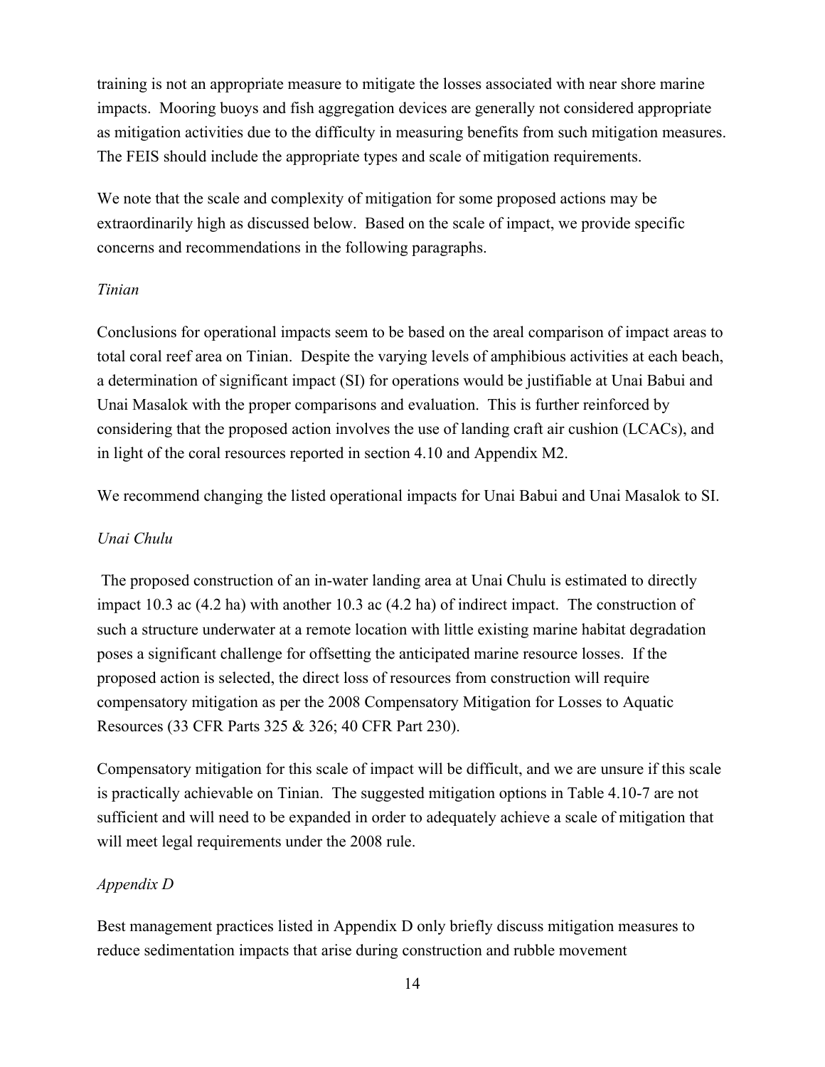training is not an appropriate measure to mitigate the losses associated with near shore marine impacts. Mooring buoys and fish aggregation devices are generally not considered appropriate as mitigation activities due to the difficulty in measuring benefits from such mitigation measures. The FEIS should include the appropriate types and scale of mitigation requirements.

We note that the scale and complexity of mitigation for some proposed actions may be extraordinarily high as discussed below. Based on the scale of impact, we provide specific concerns and recommendations in the following paragraphs.

*Tinian*

Conclusions for operational impacts seem to be based on the areal comparison of impact areas to total coral reef area on Tinian. Despite the varying levels of amphibious activities at each beach, a determination of significant impact (SI) for operations would be justifiable at Unai Babui and Unai Masalok with the proper comparisons and evaluation. This is further reinforced by considering that the proposed action involves the use of landing craft air cushion (LCACs), and in light of the coral resources reported in section 4.10 and Appendix M2.

We recommend changing the listed operational impacts for Unai Babui and Unai Masalok to SI.

*Unai Chulu*

The proposed construction of an in-water landing area at Unai Chulu is estimated to directly impact 10.3 ac (4.2 ha) with another 10.3 ac (4.2 ha) of indirect impact. The construction of such a structure underwater at a remote location with little existing marine habitat degradation poses a significant challenge for offsetting the anticipated marine resource losses. If the proposed action is selected, the direct loss of resources from construction will require compensatory mitigation as per the 2008 Compensatory Mitigation for Losses to Aquatic Resources (33 CFR Parts 325 & 326; 40 CFR Part 230).

Compensatory mitigation for this scale of impact will be difficult, and we are unsure if this scale is practically achievable on Tinian. The suggested mitigation options in Table 4.10-7 are not sufficient and will need to be expanded in order to adequately achieve a scale of mitigation that will meet legal requirements under the 2008 rule.

*Appendix D*

Best management practices listed in Appendix D only briefly discuss mitigation measures to reduce sedimentation impacts that arise during construction and rubble movement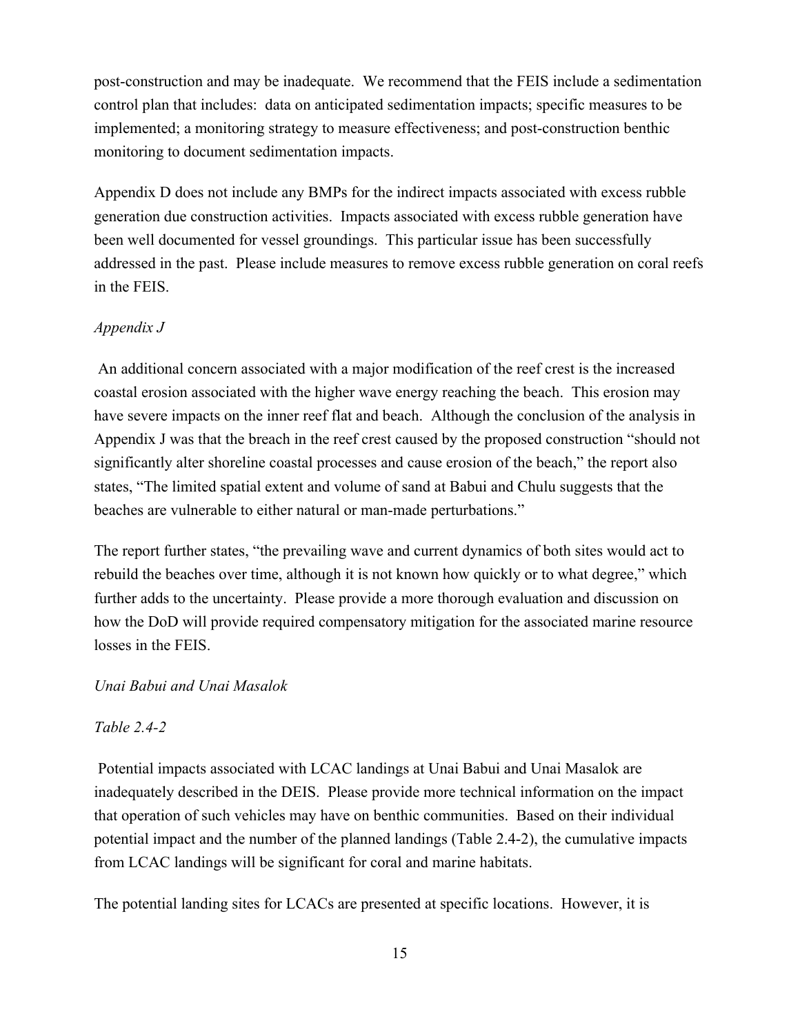post-construction and may be inadequate. We recommend that the FEIS include a sedimentation control plan that includes: data on anticipated sedimentation impacts; specific measures to be implemented; a monitoring strategy to measure effectiveness; and post-construction benthic monitoring to document sedimentation impacts.

Appendix D does not include any BMPs for the indirect impacts associated with excess rubble generation due construction activities. Impacts associated with excess rubble generation have been well documented for vessel groundings. This particular issue has been successfully addressed in the past. Please include measures to remove excess rubble generation on coral reefs in the FEIS.

*Appendix J*

An additional concern associated with a major modification of the reef crest is the increased coastal erosion associated with the higher wave energy reaching the beach. This erosion may have severe impacts on the inner reef flat and beach. Although the conclusion of the analysis in Appendix J was that the breach in the reef crest caused by the proposed construction "should not significantly alter shoreline coastal processes and cause erosion of the beach," the report also states, "The limited spatial extent and volume of sand at Babui and Chulu suggests that the beaches are vulnerable to either natural or man-made perturbations."

The report further states, "the prevailing wave and current dynamics of both sites would act to rebuild the beaches over time, although it is not known how quickly or to what degree," which further adds to the uncertainty. Please provide a more thorough evaluation and discussion on how the DoD will provide required compensatory mitigation for the associated marine resource losses in the FEIS.

*Unai Babui and Unai Masalok*

*Table 2.4-2*

Potential impacts associated with LCAC landings at Unai Babui and Unai Masalok are inadequately described in the DEIS. Please provide more technical information on the impact that operation of such vehicles may have on benthic communities. Based on their individual potential impact and the number of the planned landings (Table 2.4-2), the cumulative impacts from LCAC landings will be significant for coral and marine habitats.

The potential landing sites for LCACs are presented at specific locations. However, it is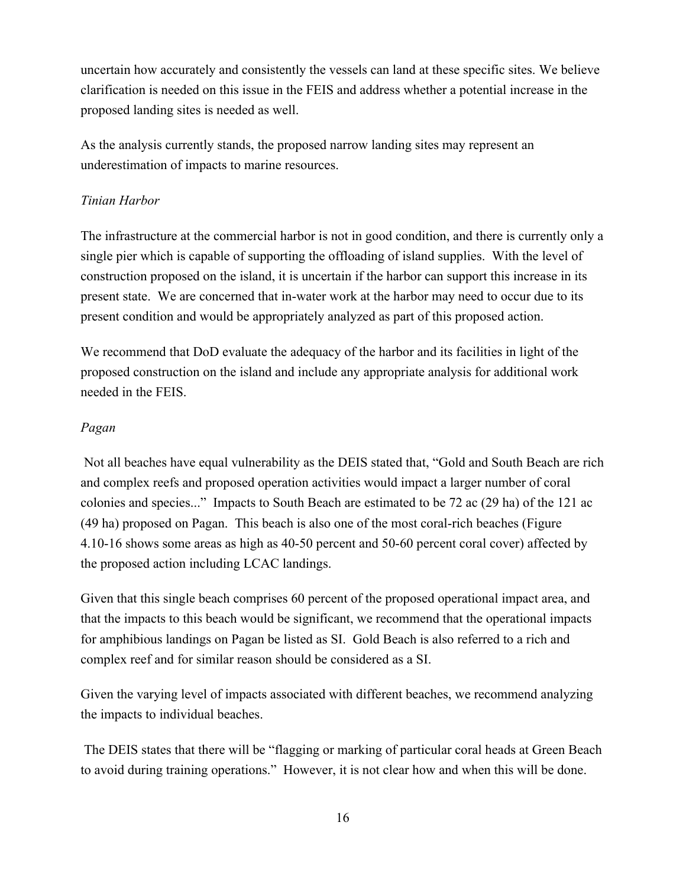uncertain how accurately and consistently the vessels can land at these specific sites. We believe clarification is needed on this issue in the FEIS and address whether a potential increase in the proposed landing sites is needed as well.

As the analysis currently stands, the proposed narrow landing sites may represent an underestimation of impacts to marine resources.

*Tinian Harbor*

The infrastructure at the commercial harbor is not in good condition, and there is currently only a single pier which is capable of supporting the offloading of island supplies. With the level of construction proposed on the island, it is uncertain if the harbor can support this increase in its present state. We are concerned that in-water work at the harbor may need to occur due to its present condition and would be appropriately analyzed as part of this proposed action.

We recommend that DoD evaluate the adequacy of the harbor and its facilities in light of the proposed construction on the island and include any appropriate analysis for additional work needed in the FEIS.

*Pagan*

Not all beaches have equal vulnerability as the DEIS stated that, "Gold and South Beach are rich and complex reefs and proposed operation activities would impact a larger number of coral colonies and species..." Impacts to South Beach are estimated to be 72 ac (29 ha) of the 121 ac (49 ha) proposed on Pagan. This beach is also one of the most coral-rich beaches (Figure 4.10-16 shows some areas as high as 40-50 percent and 50-60 percent coral cover) affected by the proposed action including LCAC landings.

Given that this single beach comprises 60 percent of the proposed operational impact area, and that the impacts to this beach would be significant, we recommend that the operational impacts for amphibious landings on Pagan be listed as SI. Gold Beach is also referred to a rich and complex reef and for similar reason should be considered as a SI.

Given the varying level of impacts associated with different beaches, we recommend analyzing the impacts to individual beaches.

The DEIS states that there will be "flagging or marking of particular coral heads at Green Beach to avoid during training operations." However, it is not clear how and when this will be done.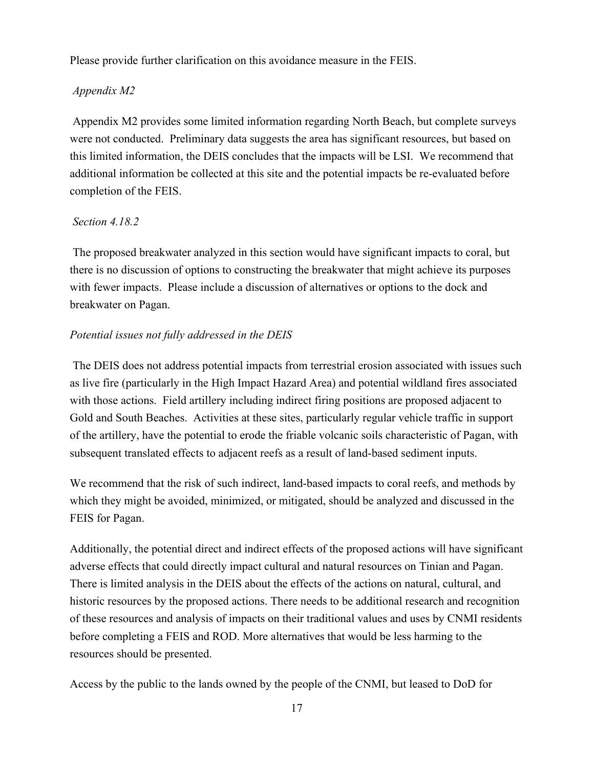Please provide further clarification on this avoidance measure in the FEIS.

*Appendix M2*

Appendix M2 provides some limited information regarding North Beach, but complete surveys were not conducted. Preliminary data suggests the area has significant resources, but based on this limited information, the DEIS concludes that the impacts will be LSI. We recommend that additional information be collected at this site and the potential impacts be re-evaluated before completion of the FEIS.

*Section 4.18.2*

The proposed breakwater analyzed in this section would have significant impacts to coral, but there is no discussion of options to constructing the breakwater that might achieve its purposes with fewer impacts. Please include a discussion of alternatives or options to the dock and breakwater on Pagan.

*Potential issues not fully addressed in the DEIS*

The DEIS does not address potential impacts from terrestrial erosion associated with issues such as live fire (particularly in the High Impact Hazard Area) and potential wildland fires associated with those actions. Field artillery including indirect firing positions are proposed adjacent to Gold and South Beaches. Activities at these sites, particularly regular vehicle traffic in support of the artillery, have the potential to erode the friable volcanic soils characteristic of Pagan, with subsequent translated effects to adjacent reefs as a result of land-based sediment inputs.

We recommend that the risk of such indirect, land-based impacts to coral reefs, and methods by which they might be avoided, minimized, or mitigated, should be analyzed and discussed in the FEIS for Pagan.

Additionally, the potential direct and indirect effects of the proposed actions will have significant adverse effects that could directly impact cultural and natural resources on Tinian and Pagan. There is limited analysis in the DEIS about the effects of the actions on natural, cultural, and historic resources by the proposed actions. There needs to be additional research and recognition of these resources and analysis of impacts on their traditional values and uses by CNMI residents before completing a FEIS and ROD. More alternatives that would be less harming to the resources should be presented.

Access by the public to the lands owned by the people of the CNMI, but leased to DoD for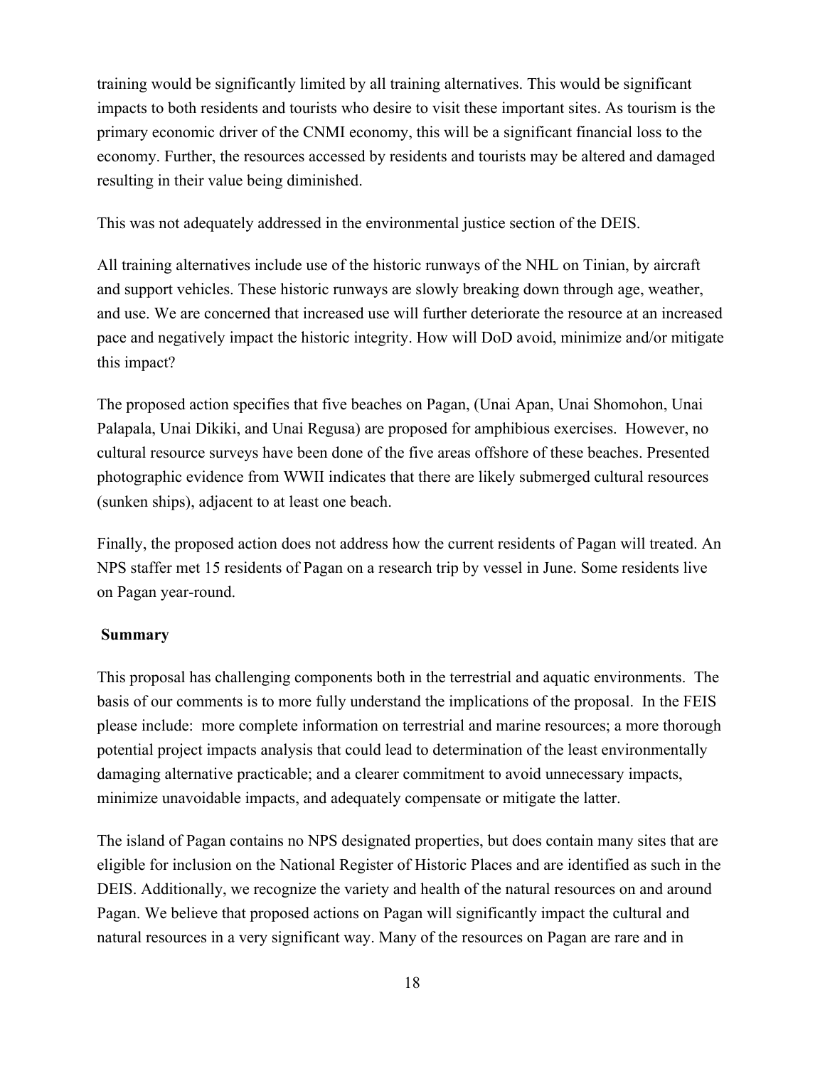training would be significantly limited by all training alternatives. This would be significant impacts to both residents and tourists who desire to visit these important sites. As tourism is the primary economic driver of the CNMI economy, this will be a significant financial loss to the economy. Further, the resources accessed by residents and tourists may be altered and damaged resulting in their value being diminished.

This was not adequately addressed in the environmental justice section of the DEIS.

All training alternatives include use of the historic runways of the NHL on Tinian, by aircraft and support vehicles. These historic runways are slowly breaking down through age, weather, and use. We are concerned that increased use will further deteriorate the resource at an increased pace and negatively impact the historic integrity. How will DoD avoid, minimize and/or mitigate this impact?

The proposed action specifies that five beaches on Pagan, (Unai Apan, Unai Shomohon, Unai Palapala, Unai Dikiki, and Unai Regusa) are proposed for amphibious exercises. However, no cultural resource surveys have been done of the five areas offshore of these beaches. Presented photographic evidence from WWII indicates that there are likely submerged cultural resources (sunken ships), adjacent to at least one beach.

Finally, the proposed action does not address how the current residents of Pagan will treated. An NPS staffer met 15 residents of Pagan on a research trip by vessel in June. Some residents live on Pagan year-round.

**Summary**

This proposal has challenging components both in the terrestrial and aquatic environments. The basis of our comments is to more fully understand the implications of the proposal. In the FEIS please include: more complete information on terrestrial and marine resources; a more thorough potential project impacts analysis that could lead to determination of the least environmentally damaging alternative practicable; and a clearer commitment to avoid unnecessary impacts, minimize unavoidable impacts, and adequately compensate or mitigate the latter.

The island of Pagan contains no NPS designated properties, but does contain many sites that are eligible for inclusion on the National Register of Historic Places and are identified as such in the DEIS. Additionally, we recognize the variety and health of the natural resources on and around Pagan. We believe that proposed actions on Pagan will significantly impact the cultural and natural resources in a very significant way. Many of the resources on Pagan are rare and in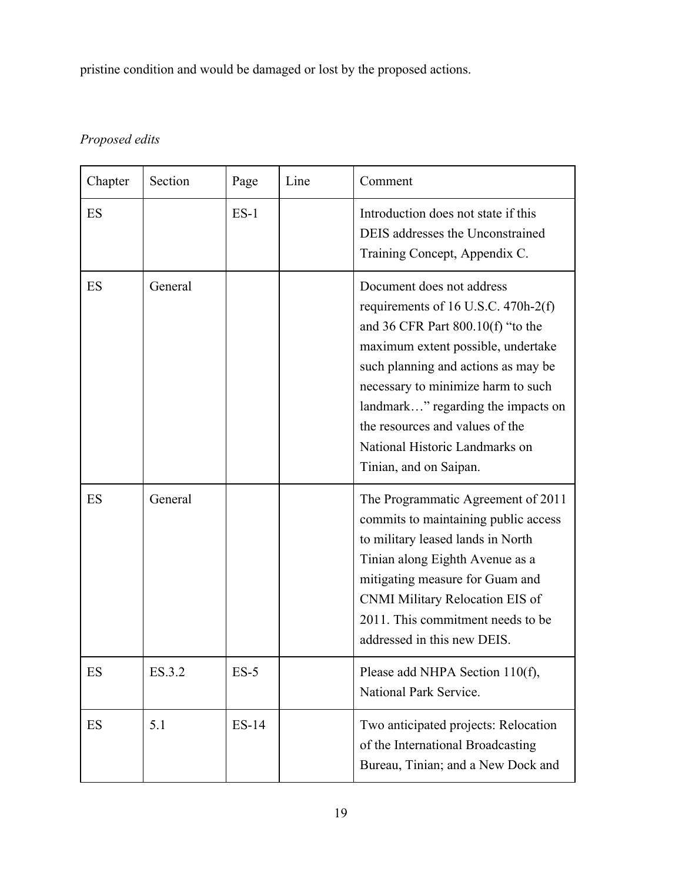pristine condition and would be damaged or lost by the proposed actions.

*Proposed edits*

| Chapter | Section | Page | Line | Comment |
|---|---|---|---|---|
| ES | | ES-1 | | Introduction does not state if this DEIS addresses the Unconstrained Training Concept, Appendix C. |
| ES | General | | | Document does not address requirements of 16 U.S.C. 470h-2(f) and 36 CFR Part 800.10(f) "to the maximum extent possible, undertake such planning and actions as may be necessary to minimize harm to such landmark…" regarding the impacts on the resources and values of the National Historic Landmarks on Tinian, and on Saipan. |
| ES | General | | | The Programmatic Agreement of 2011 commits to maintaining public access to military leased lands in North Tinian along Eighth Avenue as a mitigating measure for Guam and CNMI Military Relocation EIS of 2011. This commitment needs to be addressed in this new DEIS. |
| ES | ES.3.2 | ES-5 | | Please add NHPA Section 110(f), National Park Service. |
| ES | 5.1 | ES-14 | | Two anticipated projects: Relocation of the International Broadcasting Bureau, Tinian; and a New Dock and |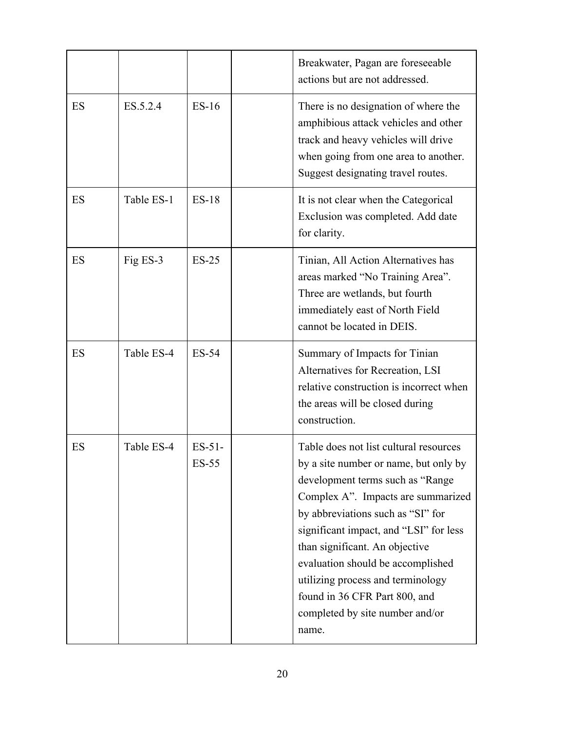| | | | | |
|---|---|---|---|---|
| | | | | Breakwater, Pagan are foreseeable actions but are not addressed. |
| ES | ES.5.2.4 | ES-16 | | There is no designation of where the amphibious attack vehicles and other track and heavy vehicles will drive when going from one area to another. Suggest designating travel routes. |
| ES | Table ES-1 | ES-18 | | It is not clear when the Categorical Exclusion was completed. Add date for clarity. |
| ES | Fig ES-3 | ES-25 | | Tinian, All Action Alternatives has areas marked "No Training Area". Three are wetlands, but fourth immediately east of North Field cannot be located in DEIS. |
| ES | Table ES-4 | ES-54 | | Summary of Impacts for Tinian Alternatives for Recreation, LSI relative construction is incorrect when the areas will be closed during construction. |
| ES | Table ES-4 | ES-51-ES-55 | | Table does not list cultural resources by a site number or name, but only by development terms such as "Range Complex A". Impacts are summarized by abbreviations such as "SI" for significant impact, and "LSI" for less than significant. An objective evaluation should be accomplished utilizing process and terminology found in 36 CFR Part 800, and completed by site number and/or name. |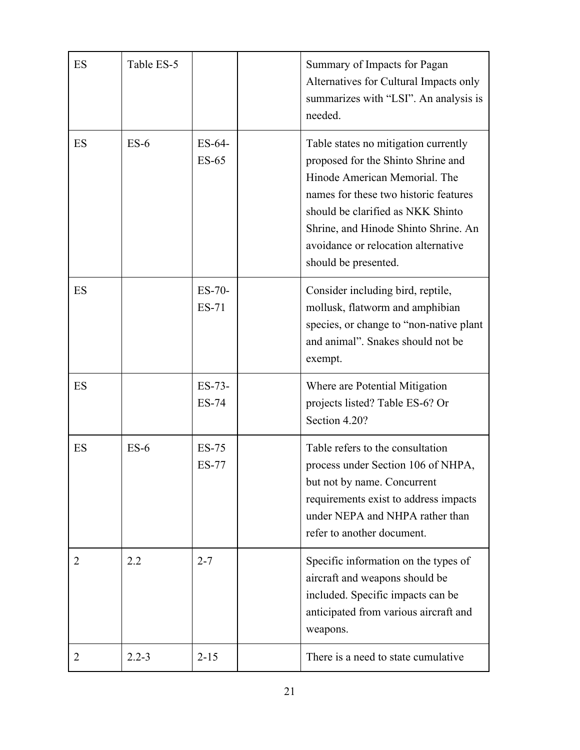| | | | | |
|---|---|---|---|---|
| ES | Table ES-5 | | | Summary of Impacts for Pagan Alternatives for Cultural Impacts only summarizes with "LSI". An analysis is needed. |
| ES | ES-6 | ES-64-ES-65 | | Table states no mitigation currently proposed for the Shinto Shrine and Hinode American Memorial. The names for these two historic features should be clarified as NKK Shinto Shrine, and Hinode Shinto Shrine. An avoidance or relocation alternative should be presented. |
| ES | | ES-70-ES-71 | | Consider including bird, reptile, mollusk, flatworm and amphibian species, or change to "non-native plant and animal". Snakes should not be exempt. |
| ES | | ES-73-ES-74 | | Where are Potential Mitigation projects listed? Table ES-6? Or Section 4.20? |
| ES | ES-6 | ES-75 ES-77 | | Table refers to the consultation process under Section 106 of NHPA, but not by name. Concurrent requirements exist to address impacts under NEPA and NHPA rather than refer to another document. |
| 2 | 2.2 | 2-7 | | Specific information on the types of aircraft and weapons should be included. Specific impacts can be anticipated from various aircraft and weapons. |
| 2 | 2.2-3 | 2-15 | | There is a need to state cumulative |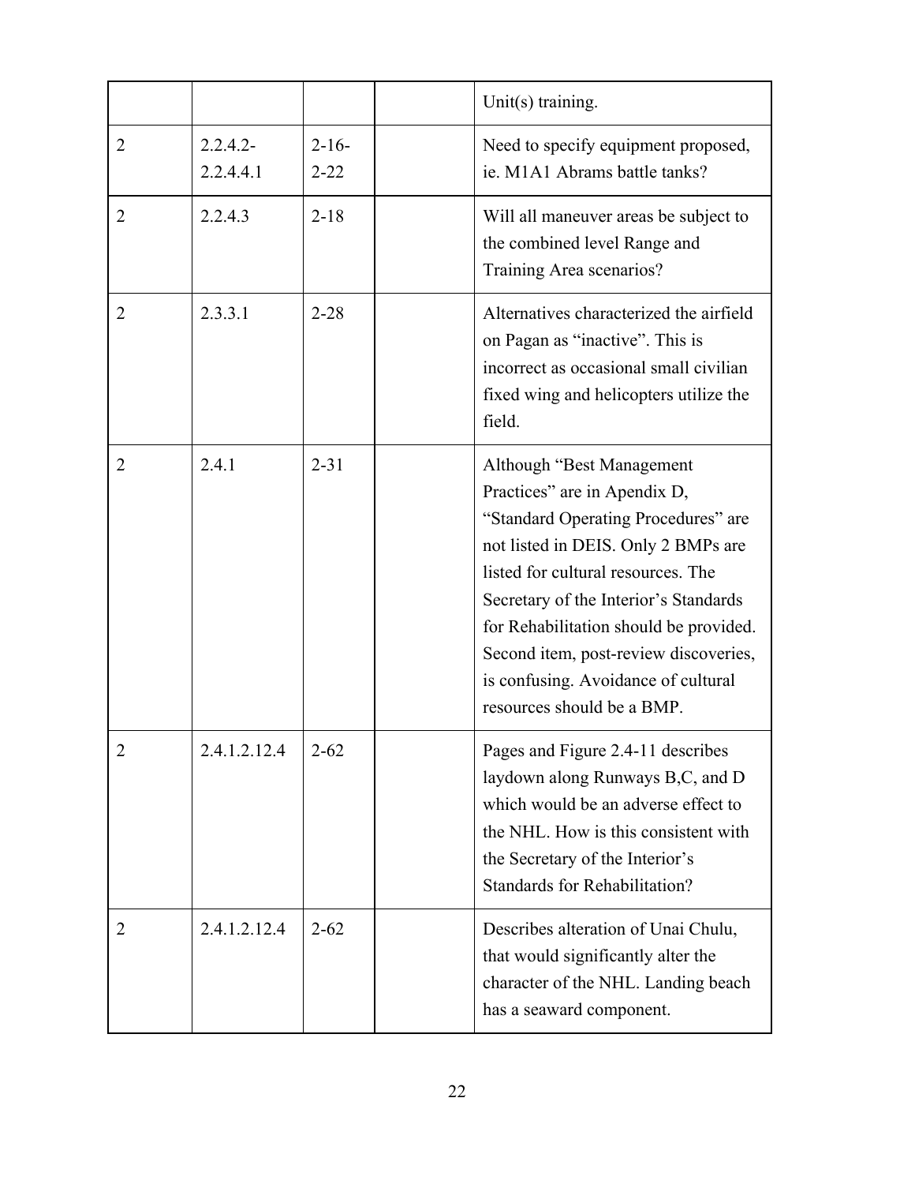| | | | | |
|---|---|---|---|---|
| | | | | Unit(s) training. |
| 2 | 2.2.4.2-2.2.4.4.1 | 2-16-2-22 | | Need to specify equipment proposed, ie. M1A1 Abrams battle tanks? |
| 2 | 2.2.4.3 | 2-18 | | Will all maneuver areas be subject to the combined level Range and Training Area scenarios? |
| 2 | 2.3.3.1 | 2-28 | | Alternatives characterized the airfield on Pagan as "inactive". This is incorrect as occasional small civilian fixed wing and helicopters utilize the field. |
| 2 | 2.4.1 | 2-31 | | Although "Best Management Practices" are in Apendix D, "Standard Operating Procedures" are not listed in DEIS. Only 2 BMPs are listed for cultural resources. The Secretary of the Interior's Standards for Rehabilitation should be provided. Second item, post-review discoveries, is confusing. Avoidance of cultural resources should be a BMP. |
| 2 | 2.4.1.2.12.4 | 2-62 | | Pages and Figure 2.4-11 describes laydown along Runways B,C, and D which would be an adverse effect to the NHL. How is this consistent with the Secretary of the Interior's Standards for Rehabilitation? |
| 2 | 2.4.1.2.12.4 | 2-62 | | Describes alteration of Unai Chulu, that would significantly alter the character of the NHL. Landing beach has a seaward component. |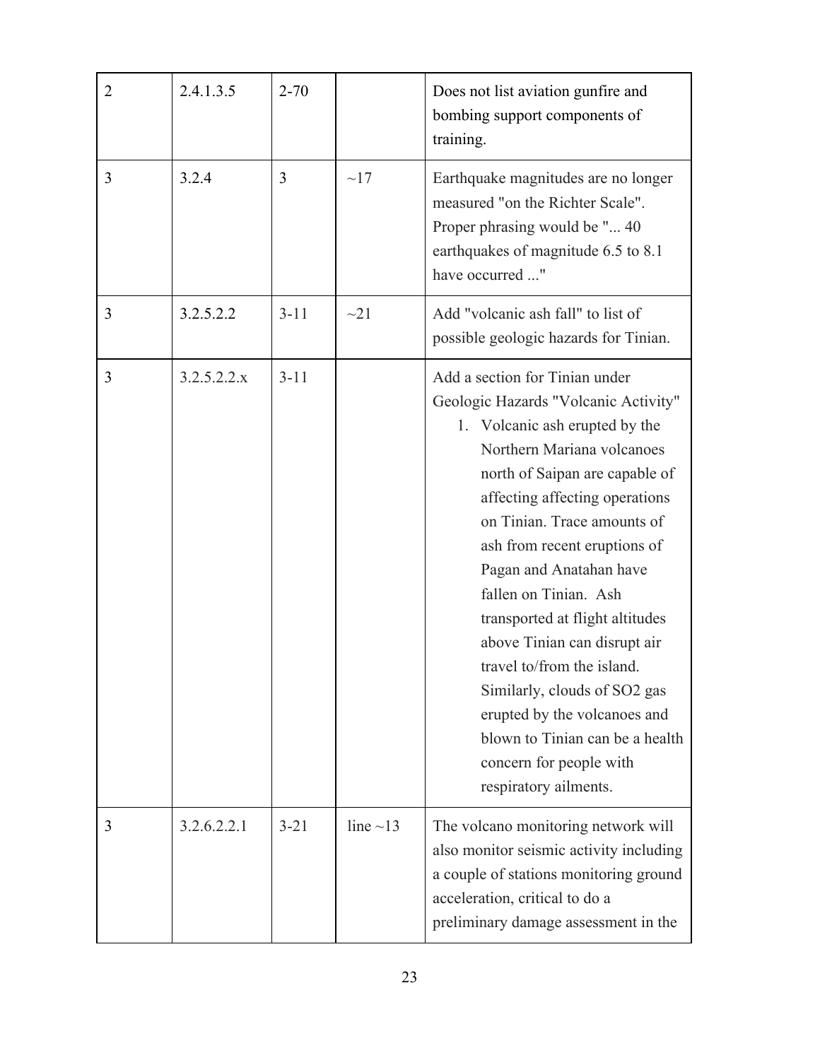| 2 | 2.4.1.3.5 | 2-70 | | Does not list aviation gunfire and bombing support components of training. |
|---|---|---|---|---|
| 3 | 3.2.4 | 3 | ~17 | Earthquake magnitudes are no longer measured "on the Richter Scale". Proper phrasing would be "... 40 earthquakes of magnitude 6.5 to 8.1 have occurred ..." |
| 3 | 3.2.5.2.2 | 3-11 | ~21 | Add "volcanic ash fall" to list of possible geologic hazards for Tinian. |
| 3 | 3.2.5.2.2.x | 3-11 | | Add a section for Tinian under Geologic Hazards "Volcanic Activity"<br>1. Volcanic ash erupted by the Northern Mariana volcanoes north of Saipan are capable of affecting affecting operations on Tinian. Trace amounts of ash from recent eruptions of Pagan and Anatahan have fallen on Tinian. Ash transported at flight altitudes above Tinian can disrupt air travel to/from the island. Similarly, clouds of $SO_2$ gas erupted by the volcanoes and blown to Tinian can be a health concern for people with respiratory ailments. |
| 3 | 3.2.6.2.2.1 | 3-21 | line ~13 | The volcano monitoring network will also monitor seismic activity including a couple of stations monitoring ground acceleration, critical to do a preliminary damage assessment in the |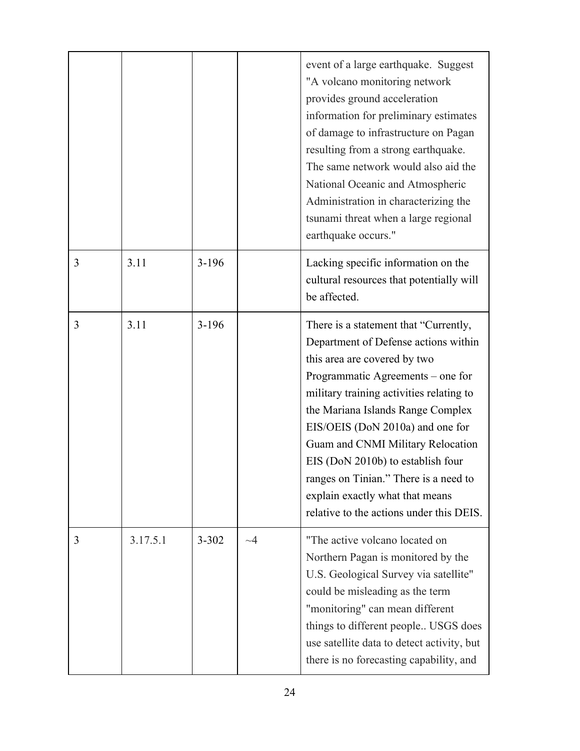| | | | | |
|---|---|---|---|---|
| | | | | event of a large earthquake. Suggest "A volcano monitoring network provides ground acceleration information for preliminary estimates of damage to infrastructure on Pagan resulting from a strong earthquake. The same network would also aid the National Oceanic and Atmospheric Administration in characterizing the tsunami threat when a large regional earthquake occurs." |
| 3 | 3.11 | 3-196 | | Lacking specific information on the cultural resources that potentially will be affected. |
| 3 | 3.11 | 3-196 | | There is a statement that "Currently, Department of Defense actions within this area are covered by two Programmatic Agreements – one for military training activities relating to the Mariana Islands Range Complex EIS/OEIS (DoN 2010a) and one for Guam and CNMI Military Relocation EIS (DoN 2010b) to establish four ranges on Tinian." There is a need to explain exactly what that means relative to the actions under this DEIS. |
| 3 | 3.17.5.1 | 3-302 | ~4 | "The active volcano located on Northern Pagan is monitored by the U.S. Geological Survey via satellite" could be misleading as the term "monitoring" can mean different things to different people.. USGS does use satellite data to detect activity, but there is no forecasting capability, and |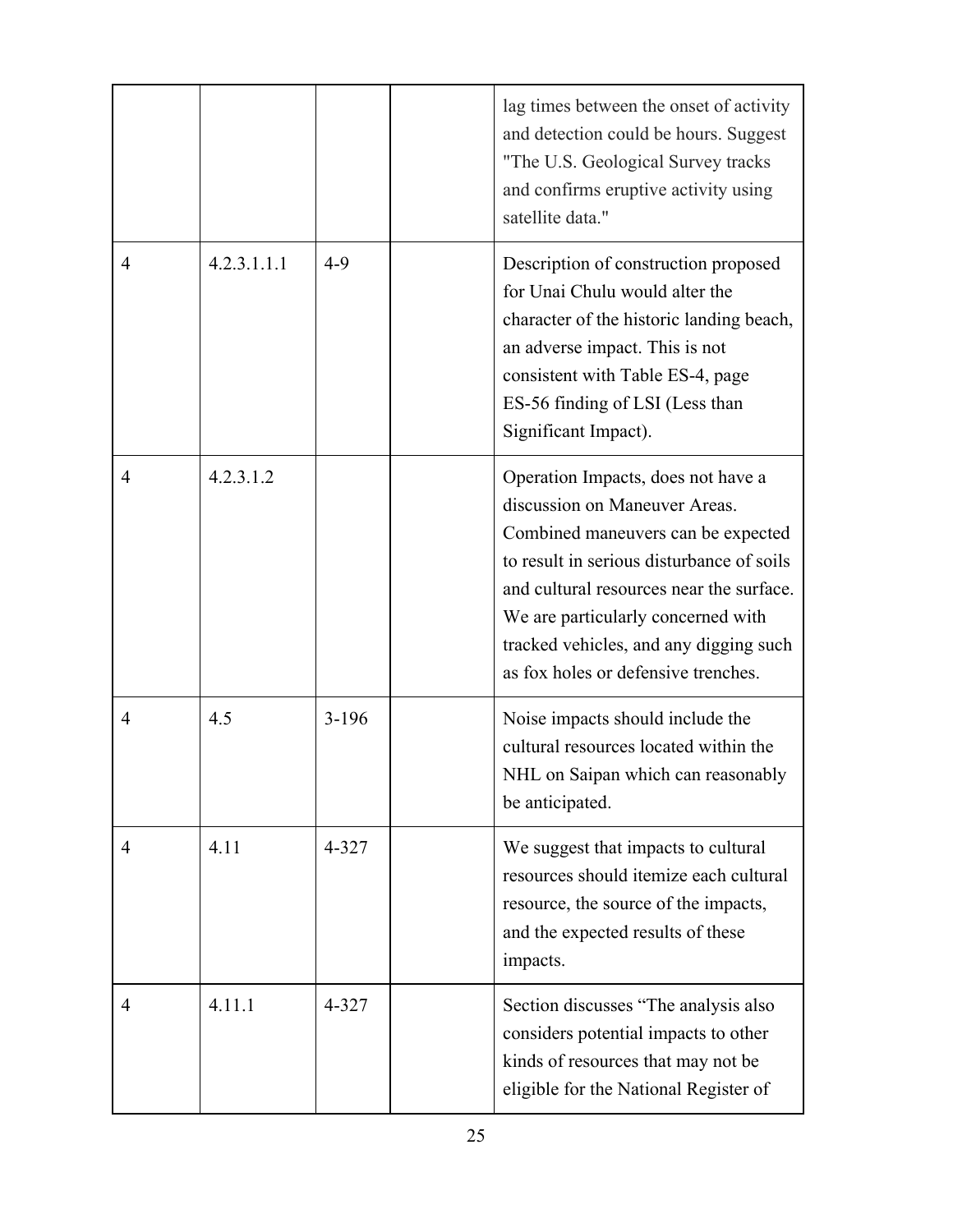| | | | | |
|---|---|---|---|---|
| | | | | lag times between the onset of activity and detection could be hours. Suggest "The U.S. Geological Survey tracks and confirms eruptive activity using satellite data." |
| 4 | 4.2.3.1.1.1 | 4-9 | | Description of construction proposed for Unai Chulu would alter the character of the historic landing beach, an adverse impact. This is not consistent with Table ES-4, page ES-56 finding of LSI (Less than Significant Impact). |
| 4 | 4.2.3.1.2 | | | Operation Impacts, does not have a discussion on Maneuver Areas. Combined maneuvers can be expected to result in serious disturbance of soils and cultural resources near the surface. We are particularly concerned with tracked vehicles, and any digging such as fox holes or defensive trenches. |
| 4 | 4.5 | 3-196 | | Noise impacts should include the cultural resources located within the NHL on Saipan which can reasonably be anticipated. |
| 4 | 4.11 | 4-327 | | We suggest that impacts to cultural resources should itemize each cultural resource, the source of the impacts, and the expected results of these impacts. |
| 4 | 4.11.1 | 4-327 | | Section discusses "The analysis also considers potential impacts to other kinds of resources that may not be eligible for the National Register of |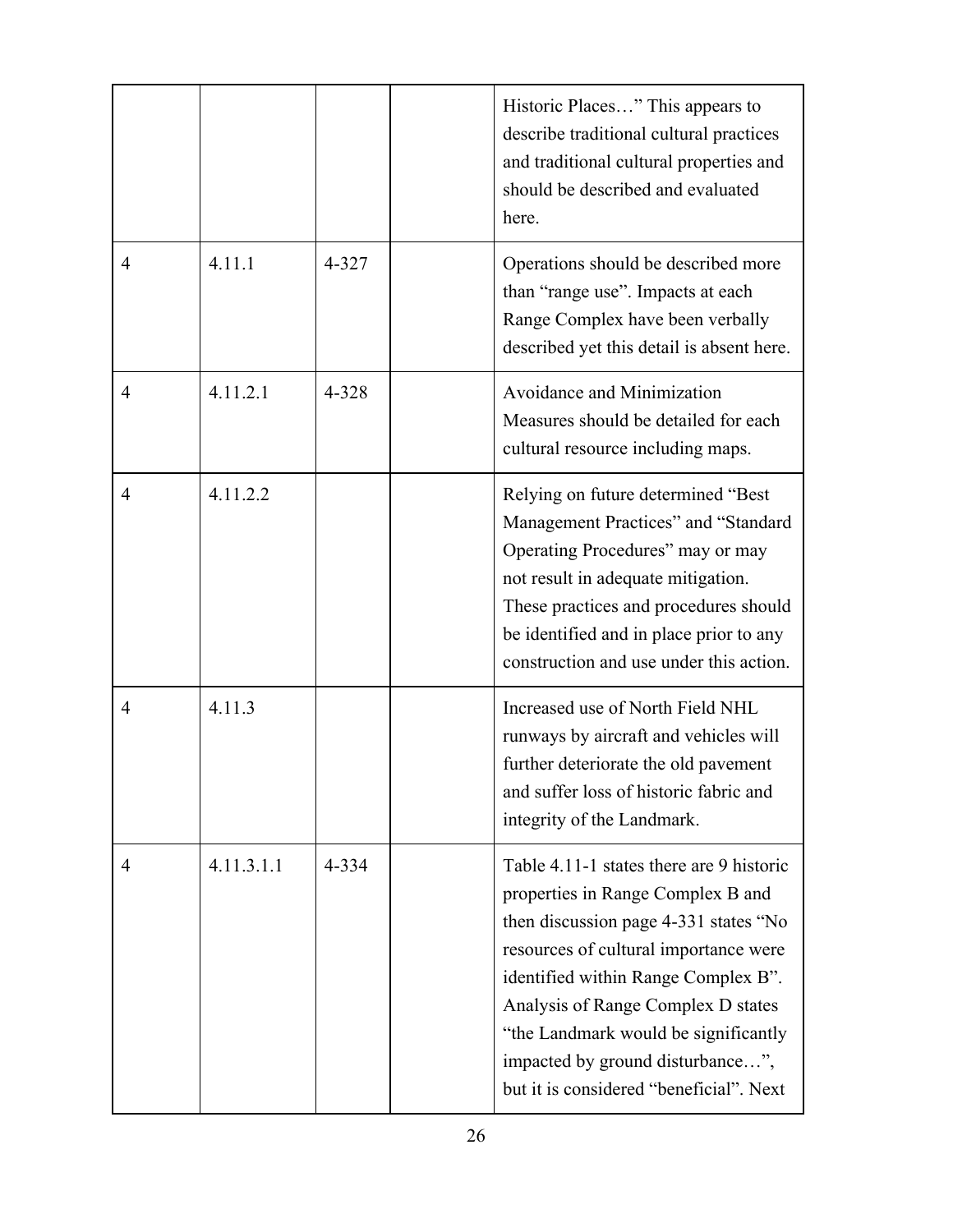| | | | | |
|---|---|---|---|---|
| | | | | Historic Places…" This appears to describe traditional cultural practices and traditional cultural properties and should be described and evaluated here. |
| 4 | 4.11.1 | 4-327 | | Operations should be described more than "range use". Impacts at each Range Complex have been verbally described yet this detail is absent here. |
| 4 | 4.11.2.1 | 4-328 | | Avoidance and Minimization Measures should be detailed for each cultural resource including maps. |
| 4 | 4.11.2.2 | | | Relying on future determined "Best Management Practices" and "Standard Operating Procedures" may or may not result in adequate mitigation. These practices and procedures should be identified and in place prior to any construction and use under this action. |
| 4 | 4.11.3 | | | Increased use of North Field NHL runways by aircraft and vehicles will further deteriorate the old pavement and suffer loss of historic fabric and integrity of the Landmark. |
| 4 | 4.11.3.1.1 | 4-334 | | Table 4.11-1 states there are 9 historic properties in Range Complex B and then discussion page 4-331 states "No resources of cultural importance were identified within Range Complex B". Analysis of Range Complex D states "the Landmark would be significantly impacted by ground disturbance…", but it is considered "beneficial". Next |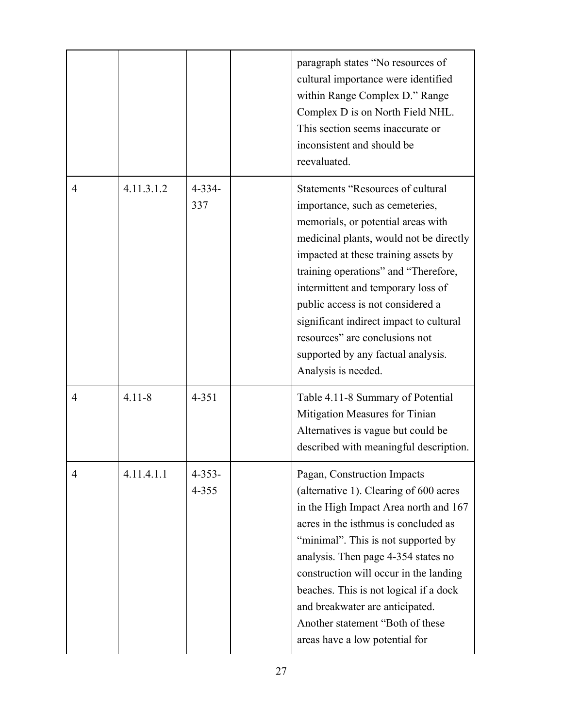| | | | | |
|---|---|---|---|---|
| | | | | paragraph states “No resources of cultural importance were identified within Range Complex D.” Range Complex D is on North Field NHL. This section seems inaccurate or inconsistent and should be reevaluated. |
| 4 | 4.11.3.1.2 | 4-334-337 | | Statements “Resources of cultural importance, such as cemeteries, memorials, or potential areas with medicinal plants, would not be directly impacted at these training assets by training operations” and “Therefore, intermittent and temporary loss of public access is not considered a significant indirect impact to cultural resources” are conclusions not supported by any factual analysis. Analysis is needed. |
| 4 | 4.11-8 | 4-351 | | Table 4.11-8 Summary of Potential Mitigation Measures for Tinian Alternatives is vague but could be described with meaningful description. |
| 4 | 4.11.4.1.1 | 4-353-4-355 | | Pagan, Construction Impacts (alternative 1). Clearing of 600 acres in the High Impact Area north and 167 acres in the isthmus is concluded as “minimal”. This is not supported by analysis. Then page 4-354 states no construction will occur in the landing beaches. This is not logical if a dock and breakwater are anticipated. Another statement “Both of these areas have a low potential for |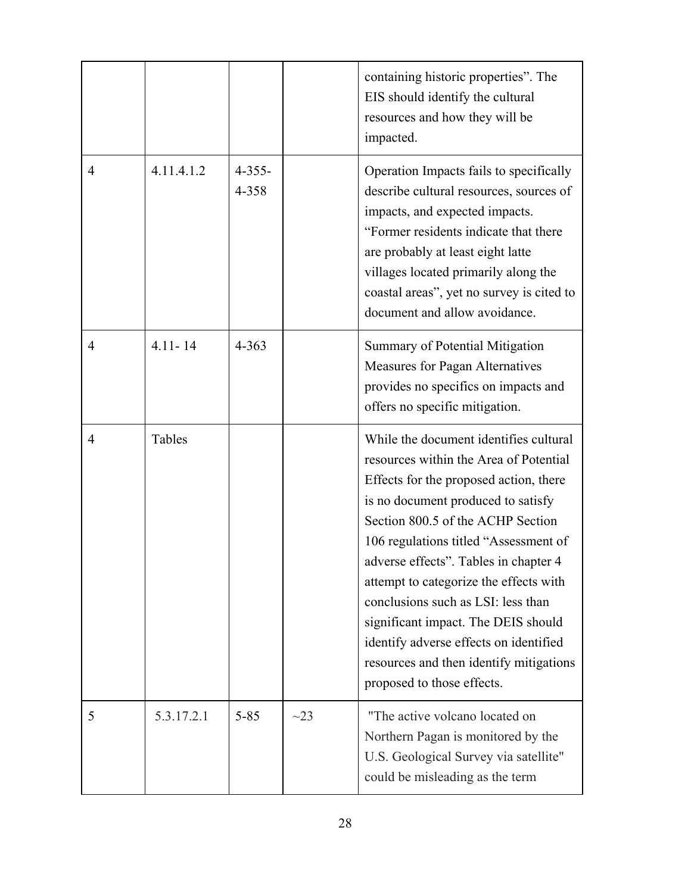| | | | | |
|---|---|---|---|---|
| | | | | containing historic properties". The EIS should identify the cultural resources and how they will be impacted. |
| 4 | 4.11.4.1.2 | 4-355-4-358 | | Operation Impacts fails to specifically describe cultural resources, sources of impacts, and expected impacts. "Former residents indicate that there are probably at least eight latte villages located primarily along the coastal areas", yet no survey is cited to document and allow avoidance. |
| 4 | 4.11- 14 | 4-363 | | Summary of Potential Mitigation Measures for Pagan Alternatives provides no specifics on impacts and offers no specific mitigation. |
| 4 | Tables | | | While the document identifies cultural resources within the Area of Potential Effects for the proposed action, there is no document produced to satisfy Section 800.5 of the ACHP Section 106 regulations titled "Assessment of adverse effects". Tables in chapter 4 attempt to categorize the effects with conclusions such as LSI: less than significant impact. The DEIS should identify adverse effects on identified resources and then identify mitigations proposed to those effects. |
| 5 | 5.3.17.2.1 | 5-85 | ~23 | "The active volcano located on Northern Pagan is monitored by the U.S. Geological Survey via satellite" could be misleading as the term |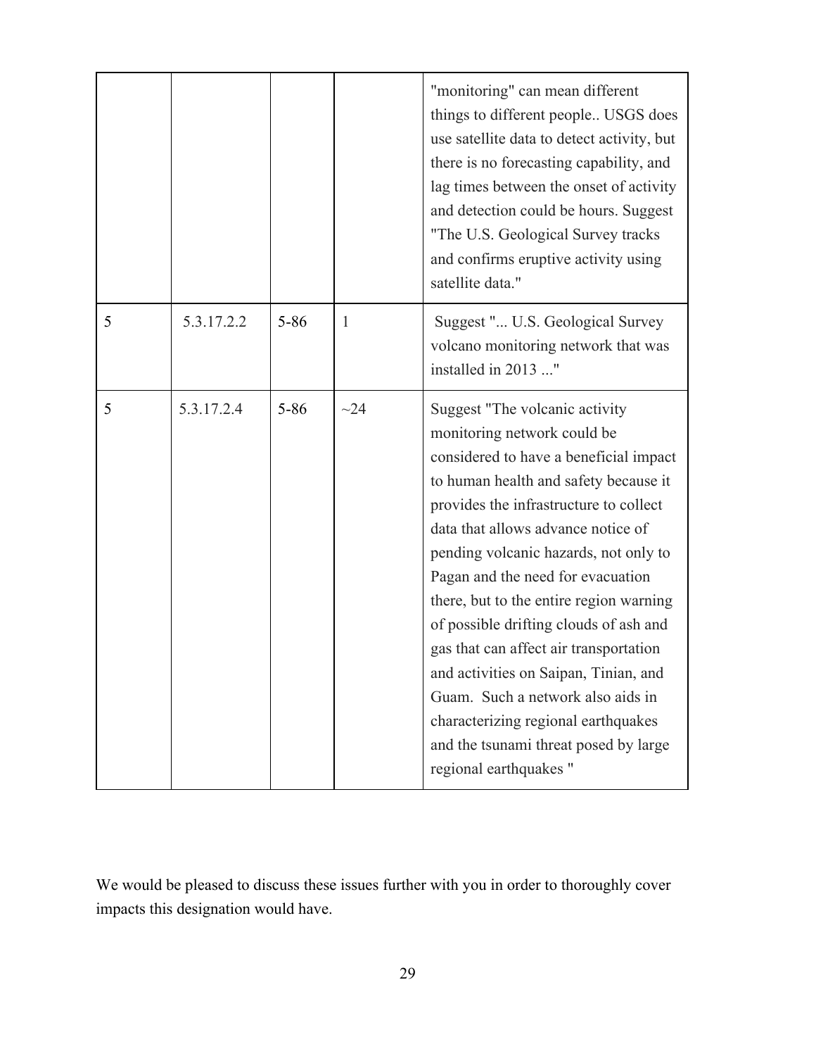| | | | | |
|---|---|---|---|---|
| | | | | "monitoring" can mean different things to different people.. USGS does use satellite data to detect activity, but there is no forecasting capability, and lag times between the onset of activity and detection could be hours. Suggest "The U.S. Geological Survey tracks and confirms eruptive activity using satellite data." |
| 5 | 5.3.17.2.2 | 5-86 | 1 | Suggest "... U.S. Geological Survey volcano monitoring network that was installed in 2013 ..." |
| 5 | 5.3.17.2.4 | 5-86 | ~24 | Suggest "The volcanic activity monitoring network could be considered to have a beneficial impact to human health and safety because it provides the infrastructure to collect data that allows advance notice of pending volcanic hazards, not only to Pagan and the need for evacuation there, but to the entire region warning of possible drifting clouds of ash and gas that can affect air transportation and activities on Saipan, Tinian, and Guam. Such a network also aids in characterizing regional earthquakes and the tsunami threat posed by large regional earthquakes " |

We would be pleased to discuss these issues further with you in order to thoroughly cover impacts this designation would have.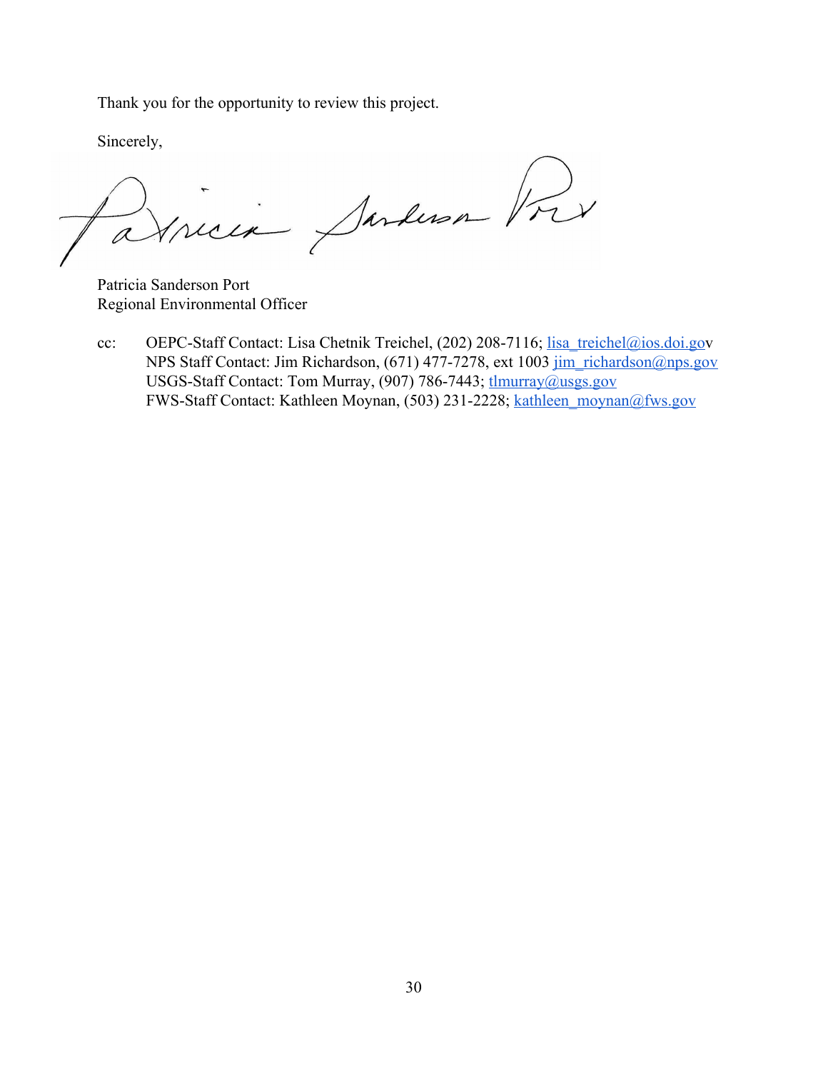Thank you for the opportunity to review this project.

Sincerely,

Patricia Sanderson Port
Regional Environmental Officer

cc: OEPC-Staff Contact: Lisa Chetnik Treichel, (202) 208-7116; lisa_treichel@ios.doi.gov
NPS Staff Contact: Jim Richardson, (671) 477-7278, ext 1003 jim_richardson@nps.gov
USGS-Staff Contact: Tom Murray, (907) 786-7443; tlmurray@usgs.gov
FWS-Staff Contact: Kathleen Moynan, (503) 231-2228; kathleen_moynan@fws.gov